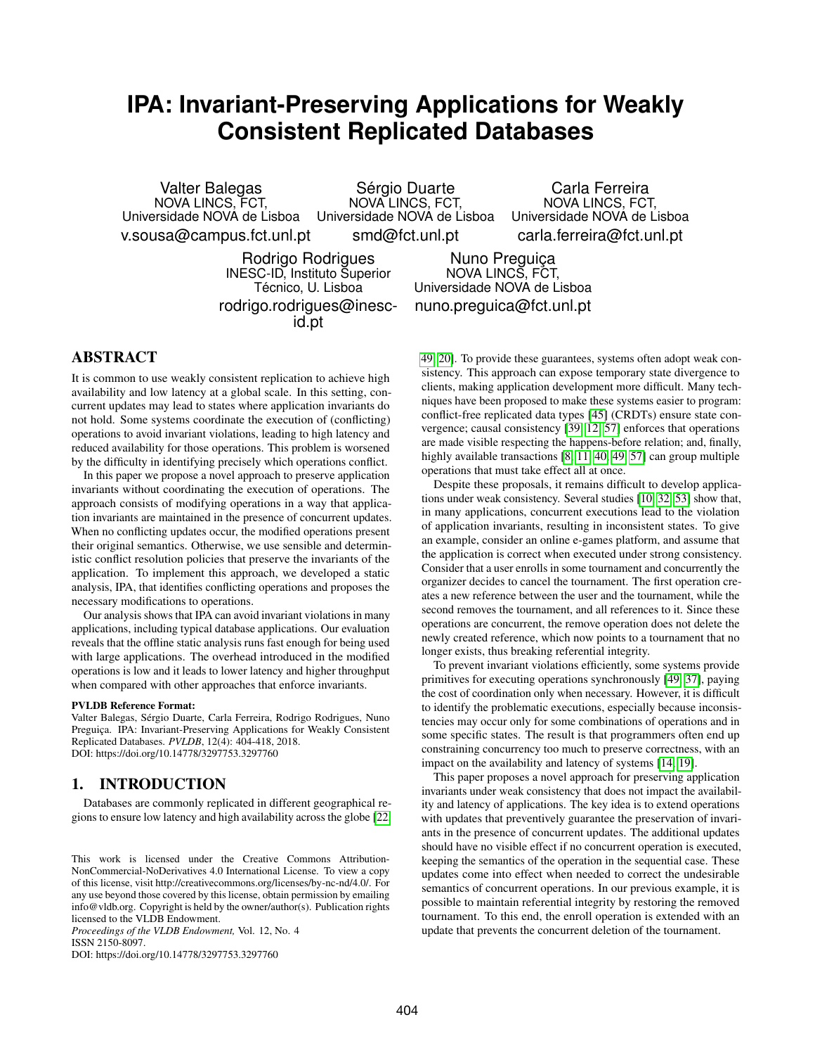# IPA: Invariant-Preserving Applications for Weakly Consistent Replicated Databases

Valter Balegas
NOVA LINCS, FCT,
Universidade NOVA de Lisboa
v.sousa@campus.fct.unl.pt

Sérgio Duarte
NOVA LINCS, FCT,
Universidade NOVA de Lisboa
smd@fct.unl.pt

Carla Ferreira
NOVA LINCS, FCT,
Universidade NOVA de Lisboa
carla.ferreira@fct.unl.pt

Rodrigo Rodrigues
INESC-ID, Instituto Superior Técnico, U. Lisboa
rodrigo.rodrigues@inesc-id.pt

Nuno Preguiça
NOVA LINCS, FCT,
Universidade NOVA de Lisboa
nuno.preguica@fct.unl.pt

## ABSTRACT

It is common to use weakly consistent replication to achieve high availability and low latency at a global scale. In this setting, concurrent updates may lead to states where application invariants do not hold. Some systems coordinate the execution of (conflicting) operations to avoid invariant violations, leading to high latency and reduced availability for those operations. This problem is worsened by the difficulty in identifying precisely which operations conflict.

In this paper we propose a novel approach to preserve application invariants without coordinating the execution of operations. The approach consists of modifying operations in a way that application invariants are maintained in the presence of concurrent updates. When no conflicting updates occur, the modified operations present their original semantics. Otherwise, we use sensible and deterministic conflict resolution policies that preserve the invariants of the application. To implement this approach, we developed a static analysis, IPA, that identifies conflicting operations and proposes the necessary modifications to operations.

Our analysis shows that IPA can avoid invariant violations in many applications, including typical database applications. Our evaluation reveals that the offline static analysis runs fast enough for being used with large applications. The overhead introduced in the modified operations is low and it leads to lower latency and higher throughput when compared with other approaches that enforce invariants.

**PVLDB Reference Format:**
Valter Balegas, Sérgio Duarte, Carla Ferreira, Rodrigo Rodrigues, Nuno Preguiça. IPA: Invariant-Preserving Applications for Weakly Consistent Replicated Databases. *PVLDB*, 12(4): 404-418, 2018.
DOI: https://doi.org/10.14778/3297753.3297760

## 1. INTRODUCTION

Databases are commonly replicated in different geographical regions to ensure low latency and high availability across the globe [22, 49, 20]. To provide these guarantees, systems often adopt weak consistency. This approach can expose temporary state divergence to clients, making application development more difficult. Many techniques have been proposed to make these systems easier to program: conflict-free replicated data types [45] (CRDTs) ensure state convergence; causal consistency [39, 12, 57] enforces that operations are made visible respecting the happens-before relation; and, finally, highly available transactions [8, 11, 40, 49, 57] can group multiple operations that must take effect all at once.

Despite these proposals, it remains difficult to develop applications under weak consistency. Several studies [10, 32, 53] show that, in many applications, concurrent executions lead to the violation of application invariants, resulting in inconsistent states. To give an example, consider an online e-games platform, and assume that the application is correct when executed under strong consistency. Consider that a user enrolls in some tournament and concurrently the organizer decides to cancel the tournament. The first operation creates a new reference between the user and the tournament, while the second removes the tournament, and all references to it. Since these operations are concurrent, the remove operation does not delete the newly created reference, which now points to a tournament that no longer exists, thus breaking referential integrity.

To prevent invariant violations efficiently, some systems provide primitives for executing operations synchronously [49, 37], paying the cost of coordination only when necessary. However, it is difficult to identify the problematic executions, especially because inconsistencies may occur only for some combinations of operations and in some specific states. The result is that programmers often end up constraining concurrency too much to preserve correctness, with an impact on the availability and latency of systems [14, 19].

This paper proposes a novel approach for preserving application invariants under weak consistency that does not impact the availability and latency of applications. The key idea is to extend operations with updates that preventively guarantee the preservation of invariants in the presence of concurrent updates. The additional updates should have no visible effect if no concurrent operation is executed, keeping the semantics of the operation in the sequential case. These updates come into effect when needed to correct the undesirable semantics of concurrent operations. In our previous example, it is possible to maintain referential integrity by restoring the removed tournament. To this end, the enroll operation is extended with an update that prevents the concurrent deletion of the tournament.

This work is licensed under the Creative Commons Attribution-NonCommercial-NoDerivatives 4.0 International License. To view a copy of this license, visit http://creativecommons.org/licenses/by-nc-nd/4.0/. For any use beyond those covered by this license, obtain permission by emailing info@vldb.org. Copyright is held by the owner/author(s). Publication rights licensed to the VLDB Endowment.
*Proceedings of the VLDB Endowment,* Vol. 12, No. 4
ISSN 2150-8097.
DOI: https://doi.org/10.14778/3297753.3297760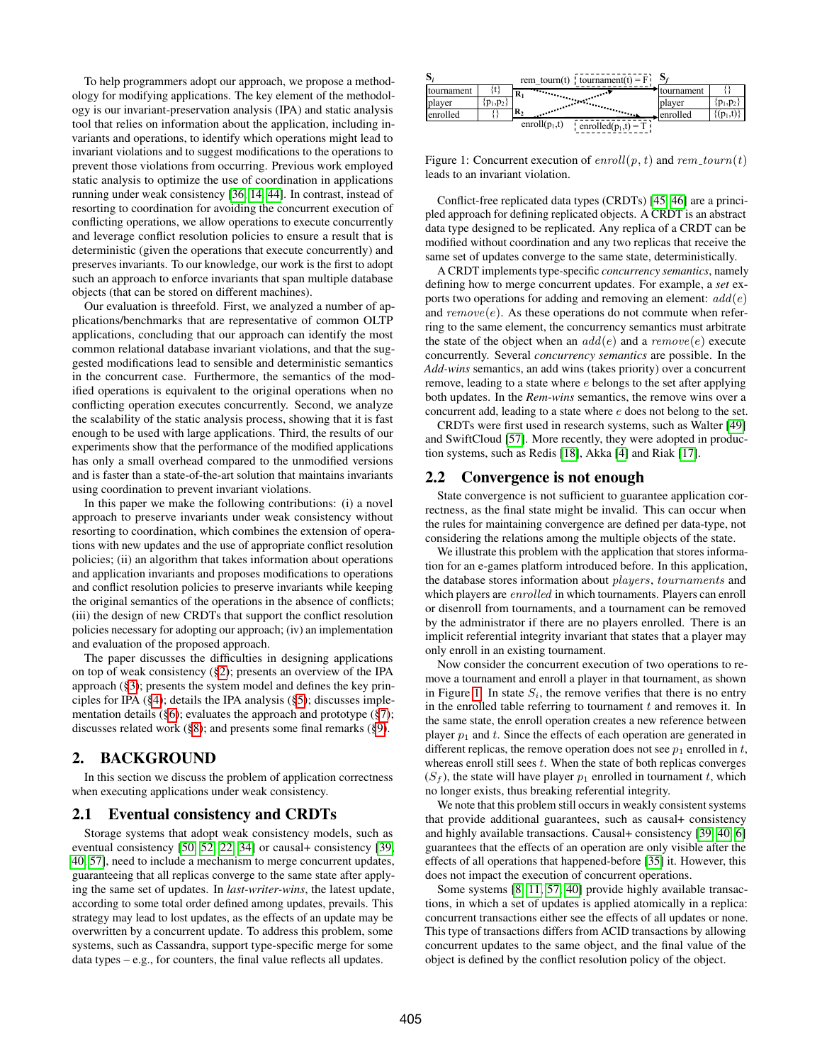To help programmers adopt our approach, we propose a methodology for modifying applications. The key element of the methodology is our invariant-preservation analysis (IPA) and static analysis tool that relies on information about the application, including invariants and operations, to identify which operations might lead to invariant violations and to suggest modifications to the operations to prevent those violations from occurring. Previous work employed static analysis to optimize the use of coordination in applications running under weak consistency [36, 14, 44]. In contrast, instead of resorting to coordination for avoiding the concurrent execution of conflicting operations, we allow operations to execute concurrently and leverage conflict resolution policies to ensure a result that is deterministic (given the operations that execute concurrently) and preserves invariants. To our knowledge, our work is the first to adopt such an approach to enforce invariants that span multiple database objects (that can be stored on different machines).

Our evaluation is threefold. First, we analyzed a number of applications/benchmarks that are representative of common OLTP applications, concluding that our approach can identify the most common relational database invariant violations, and that the suggested modifications lead to sensible and deterministic semantics in the concurrent case. Furthermore, the semantics of the modified operations is equivalent to the original operations when no conflicting operation executes concurrently. Second, we analyze the scalability of the static analysis process, showing that it is fast enough to be used with large applications. Third, the results of our experiments show that the performance of the modified applications has only a small overhead compared to the unmodified versions and is faster than a state-of-the-art solution that maintains invariants using coordination to prevent invariant violations.

In this paper we make the following contributions: (i) a novel approach to preserve invariants under weak consistency without resorting to coordination, which combines the extension of operations with new updates and the use of appropriate conflict resolution policies; (ii) an algorithm that takes information about operations and application invariants and proposes modifications to operations and conflict resolution policies to preserve invariants while keeping the original semantics of the operations in the absence of conflicts; (iii) the design of new CRDTs that support the conflict resolution policies necessary for adopting our approach; (iv) an implementation and evaluation of the proposed approach.

The paper discusses the difficulties in designing applications on top of weak consistency (§2); presents an overview of the IPA approach (§3); presents the system model and defines the key principles for IPA (§4); details the IPA analysis (§5); discusses implementation details (§6); evaluates the approach and prototype (§7); discusses related work (§8); and presents some final remarks (§9).

## 2. BACKGROUND

In this section we discuss the problem of application correctness when executing applications under weak consistency.

### 2.1 Eventual consistency and CRDTs

Storage systems that adopt weak consistency models, such as eventual consistency [50, 52, 22, 34] or causal+ consistency [39, 40, 57], need to include a mechanism to merge concurrent updates, guaranteeing that all replicas converge to the same state after applying the same set of updates. In *last-writer-wins*, the latest update, according to some total order defined among updates, prevails. This strategy may lead to lost updates, as the effects of an update may be overwritten by a concurrent update. To address this problem, some systems, such as Cassandra, support type-specific merge for some data types – e.g., for counters, the final value reflects all updates.

**$S_i$**

| | |
|---|---|
| tournament | {t} |
| player | {$p_1$,$p_2$} |
| enrolled | {} |

$R_1$: rem_tourn(t) — tournament(t) = F

$R_2$: enroll($p_1$,t) — enrolled($p_1$,t) = T

**$S_f$**

| | |
|---|---|
| tournament | {} |
| player | {$p_1$,$p_2$} |
| enrolled | {($p_1$,t)} |

Figure 1: Concurrent execution of $enroll(p, t)$ and $rem\_tourn(t)$ leads to an invariant violation.

Conflict-free replicated data types (CRDTs) [45, 46] are a principled approach for defining replicated objects. A CRDT is an abstract data type designed to be replicated. Any replica of a CRDT can be modified without coordination and any two replicas that receive the same set of updates converge to the same state, deterministically.

A CRDT implements type-specific *concurrency semantics*, namely defining how to merge concurrent updates. For example, a *set* exports two operations for adding and removing an element: $add(e)$ and $remove(e)$. As these operations do not commute when referring to the same element, the concurrency semantics must arbitrate the state of the object when an $add(e)$ and a $remove(e)$ execute concurrently. Several *concurrency semantics* are possible. In the *Add-wins* semantics, an add wins (takes priority) over a concurrent remove, leading to a state where $e$ belongs to the set after applying both updates. In the *Rem-wins* semantics, the remove wins over a concurrent add, leading to a state where $e$ does not belong to the set.

CRDTs were first used in research systems, such as Walter [49] and SwiftCloud [57]. More recently, they were adopted in production systems, such as Redis [18], Akka [4] and Riak [17].

### 2.2 Convergence is not enough

State convergence is not sufficient to guarantee application correctness, as the final state might be invalid. This can occur when the rules for maintaining convergence are defined per data-type, not considering the relations among the multiple objects of the state.

We illustrate this problem with the application that stores information for an e-games platform introduced before. In this application, the database stores information about *players*, *tournaments* and which players are *enrolled* in which tournaments. Players can enroll or disenroll from tournaments, and a tournament can be removed by the administrator if there are no players enrolled. There is an implicit referential integrity invariant that states that a player may only enroll in an existing tournament.

Now consider the concurrent execution of two operations to remove a tournament and enroll a player in that tournament, as shown in Figure 1. In state $S_i$, the remove verifies that there is no entry in the enrolled table referring to tournament $t$ and removes it. In the same state, the enroll operation creates a new reference between player $p_1$ and $t$. Since the effects of each operation are generated in different replicas, the remove operation does not see $p_1$ enrolled in $t$, whereas enroll still sees $t$. When the state of both replicas converges ($S_f$), the state will have player $p_1$ enrolled in tournament $t$, which no longer exists, thus breaking referential integrity.

We note that this problem still occurs in weakly consistent systems that provide additional guarantees, such as causal+ consistency and highly available transactions. Causal+ consistency [39, 40, 6] guarantees that the effects of an operation are only visible after the effects of all operations that happened-before [35] it. However, this does not impact the execution of concurrent operations.

Some systems [8, 11, 57, 40] provide highly available transactions, in which a set of updates is applied atomically in a replica: concurrent transactions either see the effects of all updates or none. This type of transactions differs from ACID transactions by allowing concurrent updates to the same object, and the final value of the object is defined by the conflict resolution policy of the object.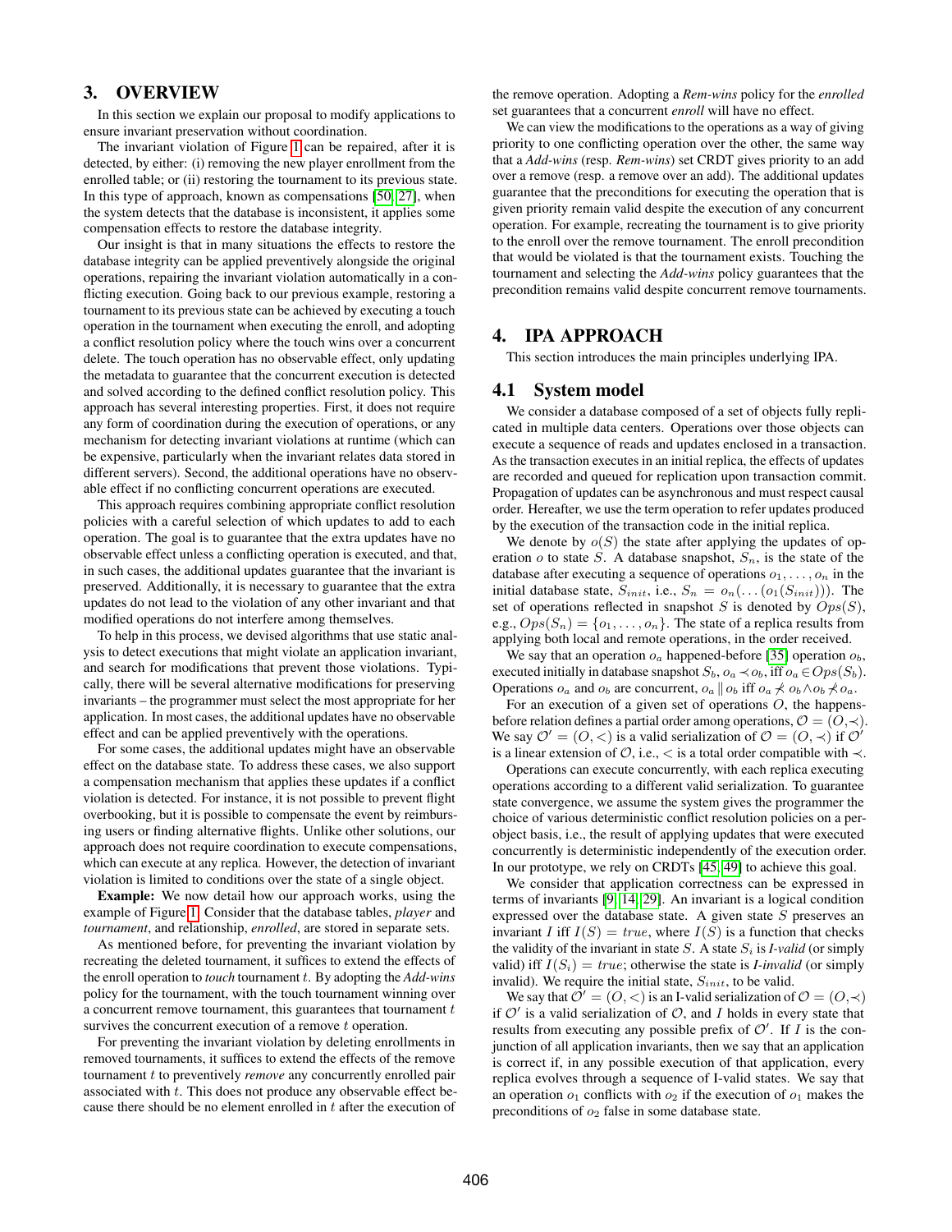## 3. OVERVIEW

In this section we explain our proposal to modify applications to ensure invariant preservation without coordination.

The invariant violation of Figure 1 can be repaired, after it is detected, by either: (i) removing the new player enrollment from the enrolled table; or (ii) restoring the tournament to its previous state. In this type of approach, known as compensations [50, 27], when the system detects that the database is inconsistent, it applies some compensation effects to restore the database integrity.

Our insight is that in many situations the effects to restore the database integrity can be applied preventively alongside the original operations, repairing the invariant violation automatically in a conflicting execution. Going back to our previous example, restoring a tournament to its previous state can be achieved by executing a touch operation in the tournament when executing the enroll, and adopting a conflict resolution policy where the touch wins over a concurrent delete. The touch operation has no observable effect, only updating the metadata to guarantee that the concurrent execution is detected and solved according to the defined conflict resolution policy. This approach has several interesting properties. First, it does not require any form of coordination during the execution of operations, or any mechanism for detecting invariant violations at runtime (which can be expensive, particularly when the invariant relates data stored in different servers). Second, the additional operations have no observable effect if no conflicting concurrent operations are executed.

This approach requires combining appropriate conflict resolution policies with a careful selection of which updates to add to each operation. The goal is to guarantee that the extra updates have no observable effect unless a conflicting operation is executed, and that, in such cases, the additional updates guarantee that the invariant is preserved. Additionally, it is necessary to guarantee that the extra updates do not lead to the violation of any other invariant and that modified operations do not interfere among themselves.

To help in this process, we devised algorithms that use static analysis to detect executions that might violate an application invariant, and search for modifications that prevent those violations. Typically, there will be several alternative modifications for preserving invariants – the programmer must select the most appropriate for her application. In most cases, the additional updates have no observable effect and can be applied preventively with the operations.

For some cases, the additional updates might have an observable effect on the database state. To address these cases, we also support a compensation mechanism that applies these updates if a conflict violation is detected. For instance, it is not possible to prevent flight overbooking, but it is possible to compensate the event by reimbursing users or finding alternative flights. Unlike other solutions, our approach does not require coordination to execute compensations, which can execute at any replica. However, the detection of invariant violation is limited to conditions over the state of a single object.

**Example:** We now detail how our approach works, using the example of Figure 1. Consider that the database tables, *player* and *tournament*, and relationship, *enrolled*, are stored in separate sets.

As mentioned before, for preventing the invariant violation by recreating the deleted tournament, it suffices to extend the effects of the enroll operation to *touch* tournament $t$. By adopting the *Add-wins* policy for the tournament, with the touch tournament winning over a concurrent remove tournament, this guarantees that tournament $t$ survives the concurrent execution of a remove $t$ operation.

For preventing the invariant violation by deleting enrollments in removed tournaments, it suffices to extend the effects of the remove tournament $t$ to preventively *remove* any concurrently enrolled pair associated with $t$. This does not produce any observable effect because there should be no element enrolled in $t$ after the execution of the remove operation. Adopting a *Rem-wins* policy for the *enrolled* set guarantees that a concurrent *enroll* will have no effect.

We can view the modifications to the operations as a way of giving priority to one conflicting operation over the other, the same way that a *Add-wins* (resp. *Rem-wins*) set CRDT gives priority to an add over a remove (resp. a remove over an add). The additional updates guarantee that the preconditions for executing the operation that is given priority remain valid despite the execution of any concurrent operation. For example, recreating the tournament is to give priority to the enroll over the remove tournament. The enroll precondition that would be violated is that the tournament exists. Touching the tournament and selecting the *Add-wins* policy guarantees that the precondition remains valid despite concurrent remove tournaments.

## 4. IPA APPROACH

This section introduces the main principles underlying IPA.

### 4.1 System model

We consider a database composed of a set of objects fully replicated in multiple data centers. Operations over those objects can execute a sequence of reads and updates enclosed in a transaction. As the transaction executes in an initial replica, the effects of updates are recorded and queued for replication upon transaction commit. Propagation of updates can be asynchronous and must respect causal order. Hereafter, we use the term operation to refer updates produced by the execution of the transaction code in the initial replica.

We denote by $o(S)$ the state after applying the updates of operation $o$ to state $S$. A database snapshot, $S_n$, is the state of the database after executing a sequence of operations $o_1, \ldots, o_n$ in the initial database state, $S_{init}$, i.e., $S_n = o_n(\ldots(o_1(S_{init})))$. The set of operations reflected in snapshot $S$ is denoted by $Ops(S)$, e.g., $Ops(S_n) = \{o_1, \ldots, o_n\}$. The state of a replica results from applying both local and remote operations, in the order received.

We say that an operation $o_a$ happened-before [35] operation $o_b$, executed initially in database snapshot $S_b$, $o_a \prec o_b$, iff $o_a \in Ops(S_b)$. Operations $o_a$ and $o_b$ are concurrent, $o_a \parallel o_b$ iff $o_a \nprec o_b \wedge o_b \nprec o_a$.

For an execution of a given set of operations $O$, the happens-before relation defines a partial order among operations, $\mathcal{O} = (O, \prec)$. We say $\mathcal{O}' = (O, <)$ is a valid serialization of $\mathcal{O} = (O, \prec)$ if $\mathcal{O}'$ is a linear extension of $\mathcal{O}$, i.e., $<$ is a total order compatible with $\prec$.

Operations can execute concurrently, with each replica executing operations according to a different valid serialization. To guarantee state convergence, we assume the system gives the programmer the choice of various deterministic conflict resolution policies on a per-object basis, i.e., the result of applying updates that were executed concurrently is deterministic independently of the execution order. In our prototype, we rely on CRDTs [45, 49] to achieve this goal.

We consider that application correctness can be expressed in terms of invariants [9, 14, 29]. An invariant is a logical condition expressed over the database state. A given state $S$ preserves an invariant $I$ iff $I(S) = true$, where $I(S)$ is a function that checks the validity of the invariant in state $S$. A state $S_i$ is *I-valid* (or simply valid) iff $I(S_i) = true$; otherwise the state is *I-invalid* (or simply invalid). We require the initial state, $S_{init}$, to be valid.

We say that $\mathcal{O}' = (O, <)$ is an I-valid serialization of $\mathcal{O} = (O, \prec)$ if $\mathcal{O}'$ is a valid serialization of $\mathcal{O}$, and $I$ holds in every state that results from executing any possible prefix of $\mathcal{O}'$. If $I$ is the conjunction of all application invariants, then we say that an application is correct if, in any possible execution of that application, every replica evolves through a sequence of I-valid states. We say that an operation $o_1$ conflicts with $o_2$ if the execution of $o_1$ makes the preconditions of $o_2$ false in some database state.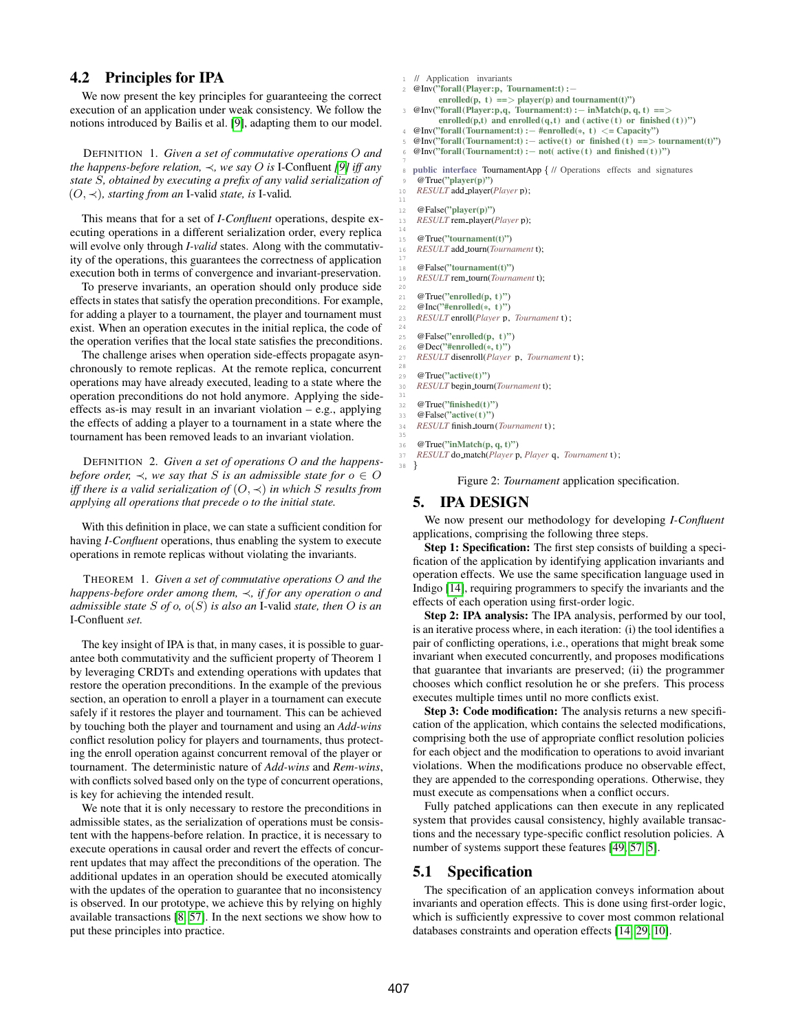## 4.2 Principles for IPA

We now present the key principles for guaranteeing the correct execution of an application under weak consistency. We follow the notions introduced by Bailis et al. [9], adapting them to our model.

DEFINITION 1. *Given a set of commutative operations $O$ and the happens-before relation, $\prec$, we say $O$ is* I-Confluent *[9] iff any state $S$, obtained by executing a prefix of any valid serialization of $(O, \prec)$, starting from an* I-valid *state, is* I-valid*.*

This means that for a set of *I-Confluent* operations, despite executing operations in a different serialization order, every replica will evolve only through *I-valid* states. Along with the commutativity of the operations, this guarantees the correctness of application execution both in terms of convergence and invariant-preservation.

To preserve invariants, an operation should only produce side effects in states that satisfy the operation preconditions. For example, for adding a player to a tournament, the player and tournament must exist. When an operation executes in the initial replica, the code of the operation verifies that the local state satisfies the preconditions.

The challenge arises when operation side-effects propagate asynchronously to remote replicas. At the remote replica, concurrent operations may have already executed, leading to a state where the operation preconditions do not hold anymore. Applying the side-effects as-is may result in an invariant violation – e.g., applying the effects of adding a player to a tournament in a state where the tournament has been removed leads to an invariant violation.

DEFINITION 2. *Given a set of operations $O$ and the happens-before order, $\prec$, we say that $S$ is an admissible state for $o \in O$ iff there is a valid serialization of $(O, \prec)$ in which $S$ results from applying all operations that precede $o$ to the initial state.*

With this definition in place, we can state a sufficient condition for having *I-Confluent* operations, thus enabling the system to execute operations in remote replicas without violating the invariants.

THEOREM 1. *Given a set of commutative operations $O$ and the happens-before order among them, $\prec$, if for any operation $o$ and admissible state $S$ of $o$, $o(S)$ is also an* I-valid *state, then $O$ is an* I-Confluent *set.*

The key insight of IPA is that, in many cases, it is possible to guarantee both commutativity and the sufficient property of Theorem 1 by leveraging CRDTs and extending operations with updates that restore the operation preconditions. In the example of the previous section, an operation to enroll a player in a tournament can execute safely if it restores the player and tournament. This can be achieved by touching both the player and tournament and using an *Add-wins* conflict resolution policy for players and tournaments, thus protecting the enroll operation against concurrent removal of the player or tournament. The deterministic nature of *Add-wins* and *Rem-wins*, with conflicts solved based only on the type of concurrent operations, is key for achieving the intended result.

We note that it is only necessary to restore the preconditions in admissible states, as the serialization of operations must be consistent with the happens-before relation. In practice, it is necessary to execute operations in causal order and revert the effects of concurrent updates that may affect the preconditions of the operation. The additional updates in an operation should be executed atomically with the updates of the operation to guarantee that no inconsistency is observed. In our prototype, we achieve this by relying on highly available transactions [8, 57]. In the next sections we show how to put these principles into practice.

```
1  // Application invariants
2  @Inv("forall(Player:p, Tournament:t) :-
        enrolled(p, t) ==> player(p) and tournament(t)")
3  @Inv("forall(Player:p,q, Tournament:t) :- inMatch(p, q, t) ==>
        enrolled(p,t) and enrolled(q,t) and (active(t) or finished(t))")
4  @Inv("forall(Tournament:t) :- #enrolled(*, t) <= Capacity")
5  @Inv("forall(Tournament:t) :- active(t) or finished(t) ==> tournament(t)")
6  @Inv("forall(Tournament:t) :- not( active(t) and finished(t))")
7
8  public interface TournamentApp { // Operations effects and signatures
9    @True("player(p)")
10   RESULT add_player(Player p);
11
12   @False("player(p)")
13   RESULT rem_player(Player p);
14
15   @True("tournament(t)")
16   RESULT add_tourn(Tournament t);
17
18   @False("tournament(t)")
19   RESULT rem_tourn(Tournament t);
20
21   @True("enrolled(p, t)")
22   @Inc("#enrolled(*, t)")
23   RESULT enroll(Player p, Tournament t);
24
25   @False("enrolled(p, t)")
26   @Dec("#enrolled(*, t)")
27   RESULT disenroll(Player p, Tournament t);
28
29   @True("active(t)")
30   RESULT begin_tourn(Tournament t);
31
32   @True("finished(t)")
33   @False("active(t)")
34   RESULT finish_tourn(Tournament t);
35
36   @True("inMatch(p, q, t)")
37   RESULT do_match(Player p, Player q, Tournament t);
38 }
```

Figure 2: *Tournament* application specification.

# 5. IPA DESIGN

We now present our methodology for developing *I-Confluent* applications, comprising the following three steps.

**Step 1: Specification:** The first step consists of building a specification of the application by identifying application invariants and operation effects. We use the same specification language used in Indigo [14], requiring programmers to specify the invariants and the effects of each operation using first-order logic.

**Step 2: IPA analysis:** The IPA analysis, performed by our tool, is an iterative process where, in each iteration: (i) the tool identifies a pair of conflicting operations, i.e., operations that might break some invariant when executed concurrently, and proposes modifications that guarantee that invariants are preserved; (ii) the programmer chooses which conflict resolution he or she prefers. This process executes multiple times until no more conflicts exist.

**Step 3: Code modification:** The analysis returns a new specification of the application, which contains the selected modifications, comprising both the use of appropriate conflict resolution policies for each object and the modification to operations to avoid invariant violations. When the modifications produce no observable effect, they are appended to the corresponding operations. Otherwise, they must execute as compensations when a conflict occurs.

Fully patched applications can then execute in any replicated system that provides causal consistency, highly available transactions and the necessary type-specific conflict resolution policies. A number of systems support these features [49, 57, 5].

## 5.1 Specification

The specification of an application conveys information about invariants and operation effects. This is done using first-order logic, which is sufficiently expressive to cover most common relational databases constraints and operation effects [14, 29, 10].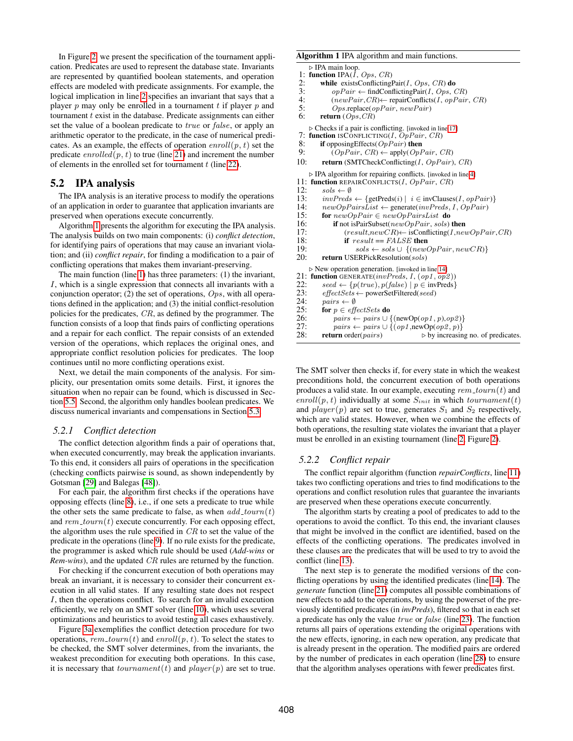In Figure 2, we present the specification of the tournament application. Predicates are used to represent the database state. Invariants are represented by quantified boolean statements, and operation effects are modeled with predicate assignments. For example, the logical implication in line 2 specifies an invariant that says that a player $p$ may only be enrolled in a tournament $t$ if player $p$ and tournament $t$ exist in the database. Predicate assignments can either set the value of a boolean predicate to $true$ or $false$, or apply an arithmetic operator to the predicate, in the case of numerical predicates. As an example, the effects of operation $enroll(p,t)$ set the predicate $enrolled(p,t)$ to true (line 21) and increment the number of elements in the enrolled set for tournament $t$ (line 22).

## 5.2 IPA analysis

The IPA analysis is an iterative process to modify the operations of an application in order to guarantee that application invariants are preserved when operations execute concurrently.

Algorithm 1 presents the algorithm for executing the IPA analysis. The analysis builds on two main components: (i) *conflict detection*, for identifying pairs of operations that may cause an invariant violation; and (ii) *conflict repair*, for finding a modification to a pair of conflicting operations that makes them invariant-preserving.

The main function (line 1) has three parameters: (1) the invariant, $I$, which is a single expression that connects all invariants with a conjunction operator; (2) the set of operations, $Ops$, with all operations defined in the application; and (3) the initial conflict-resolution policies for the predicates, $CR$, as defined by the programmer. The function consists of a loop that finds pairs of conflicting operations and a repair for each conflict. The repair consists of an extended version of the operations, which replaces the original ones, and appropriate conflict resolution policies for predicates. The loop continues until no more conflicting operations exist.

Next, we detail the main components of the analysis. For simplicity, our presentation omits some details. First, it ignores the situation when no repair can be found, which is discussed in Section 5.5. Second, the algorithm only handles boolean predicates. We discuss numerical invariants and compensations in Section 5.3.

### 5.2.1 Conflict detection

The conflict detection algorithm finds a pair of operations that, when executed concurrently, may break the application invariants. To this end, it considers all pairs of operations in the specification (checking conflicts pairwise is sound, as shown independently by Gotsman [29] and Balegas [48]).

For each pair, the algorithm first checks if the operations have opposing effects (line 8), i.e., if one sets a predicate to true while the other sets the same predicate to false, as when $add\_tourn(t)$ and $rem\_tourn(t)$ execute concurrently. For each opposing effect, the algorithm uses the rule specified in $CR$ to set the value of the predicate in the operations (line 9). If no rule exists for the predicate, the programmer is asked which rule should be used (*Add-wins* or *Rem-wins*), and the updated $CR$ rules are returned by the function.

For checking if the concurrent execution of both operations may break an invariant, it is necessary to consider their concurrent execution in all valid states. If any resulting state does not respect $I$, then the operations conflict. To search for an invalid execution efficiently, we rely on an SMT solver (line 10), which uses several optimizations and heuristics to avoid testing all cases exhaustively.

Figure 3a exemplifies the conflict detection procedure for two operations, $rem\_tourn(t)$ and $enroll(p,t)$. To select the states to be checked, the SMT solver determines, from the invariants, the weakest precondition for executing both operations. In this case, it is necessary that $tournament(t)$ and $player(p)$ are set to true.

**Algorithm 1** IPA algorithm and main functions.

```
   ▷ IPA main loop.
1: function IPA(I, Ops, CR)
2:     while existsConflictingPair(I, Ops, CR) do
3:         opPair ← findConflictingPair(I, Ops, CR)
4:         (newPair, CR) ← repairConflicts(I, opPair, CR)
5:         Ops.replace(opPair, newPair)
6:     return (Ops, CR)
   ▷ Checks if a pair is conflicting. [invoked in line 17]
7: function ISCONFLICTING(I, OpPair, CR)
8:     if opposingEffects(OpPair) then
9:         (OpPair, CR) ← apply(OpPair, CR)
10:    return (SMTCheckConflicting(I, OpPair), CR)
   ▷ IPA algorithm for repairing conflicts. [invoked in line 4]
11: function REPAIRCONFLICTS(I, OpPair, CR)
12:    sols ← ∅
13:    invPreds ← {getPreds(i) | i ∈ invClauses(I, opPair)}
14:    newOpPairsList ← generate(invPreds, I, OpPair)
15:    for newOpPair ∈ newOpPairsList do
16:        if not isPairSubset(newOpPair, sols) then
17:            (result, newCR) ← isConflicting(I, newOpPair, CR)
18:            if result == FALSE then
19:                sols ← sols ∪ {(newOpPair, newCR)}
20:    return USERPickResolution(sols)
   ▷ New operation generation. [invoked in line 14]
21: function GENERATE(invPreds, I, (op1, op2))
22:    seed ← {p(true), p(false) | p ∈ invPreds}
23:    effectSets ← powerSetFiltered(seed)
24:    pairs ← ∅
25:    for p ∈ effectSets do
26:        pairs ← pairs ∪ {(newOp(op1, p), op2)}
27:        pairs ← pairs ∪ {(op1, newOp(op2, p))}
28:    return order(pairs)          ▷ by increasing no. of predicates.
```

The SMT solver then checks if, for every state in which the weakest preconditions hold, the concurrent execution of both operations produces a valid state. In our example, executing $rem\_tourn(t)$ and $enroll(p,t)$ individually at some $S_{init}$ in which $tournament(t)$ and $player(p)$ are set to true, generates $S_1$ and $S_2$ respectively, which are valid states. However, when we combine the effects of both operations, the resulting state violates the invariant that a player must be enrolled in an existing tournament (line 2, Figure 2).

### 5.2.2 Conflict repair

The conflict repair algorithm (function *repairConflicts*, line 11) takes two conflicting operations and tries to find modifications to the operations and conflict resolution rules that guarantee the invariants are preserved when these operations execute concurrently.

The algorithm starts by creating a pool of predicates to add to the operations to avoid the conflict. To this end, the invariant clauses that might be involved in the conflict are identified, based on the effects of the conflicting operations. The predicates involved in these clauses are the predicates that will be used to try to avoid the conflict (line 13).

The next step is to generate the modified versions of the conflicting operations by using the identified predicates (line 14). The *generate* function (line 21) computes all possible combinations of new effects to add to the operations, by using the powerset of the previously identified predicates (in *invPreds*), filtered so that in each set a predicate has only the value $true$ or $false$ (line 23). The function returns all pairs of operations extending the original operations with the new effects, ignoring, in each new operation, any predicate that is already present in the operation. The modified pairs are ordered by the number of predicates in each operation (line 28) to ensure that the algorithm analyses operations with fewer predicates first.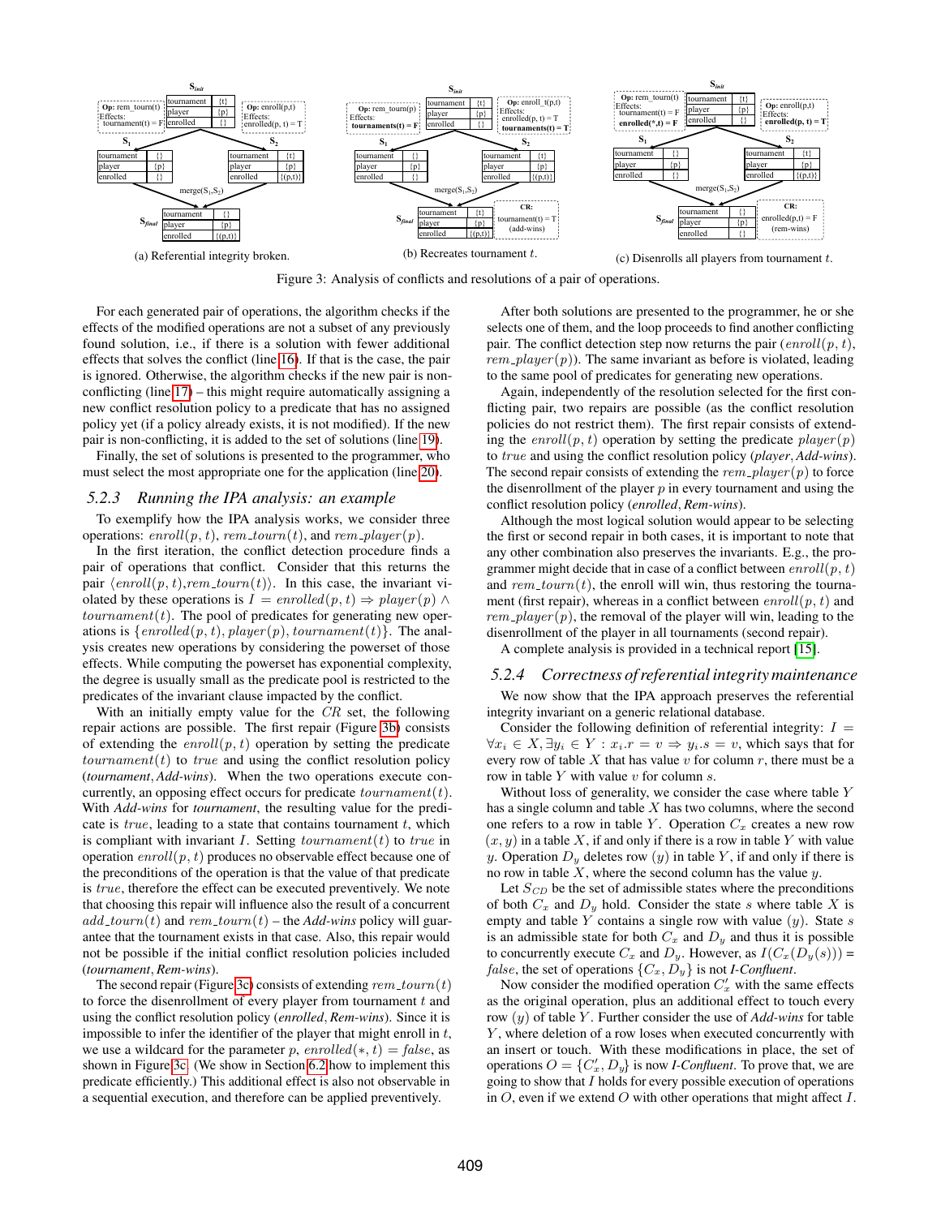Figure 3: Analysis of conflicts and resolutions of a pair of operations.

(a) Referential integrity broken. (b) Recreates tournament $t$. (c) Disenrolls all players from tournament $t$.

For each generated pair of operations, the algorithm checks if the effects of the modified operations are not a subset of any previously found solution, i.e., if there is a solution with fewer additional effects that solves the conflict (line 16). If that is the case, the pair is ignored. Otherwise, the algorithm checks if the new pair is non-conflicting (line 17) – this might require automatically assigning a new conflict resolution policy to a predicate that has no assigned policy yet (if a policy already exists, it is not modified). If the new pair is non-conflicting, it is added to the set of solutions (line 19).

Finally, the set of solutions is presented to the programmer, who must select the most appropriate one for the application (line 20).

### 5.2.3 Running the IPA analysis: an example

To exemplify how the IPA analysis works, we consider three operations: $enroll(p, t)$, $rem\_tourn(t)$, and $rem\_player(p)$.

In the first iteration, the conflict detection procedure finds a pair of operations that conflict. Consider that this returns the pair $\langle enroll(p, t), rem\_tourn(t) \rangle$. In this case, the invariant violated by these operations is $I = enrolled(p, t) \Rightarrow player(p) \wedge tournament(t)$. The pool of predicates for generating new operations is $\{enrolled(p, t), player(p), tournament(t)\}$. The analysis creates new operations by considering the powerset of those effects. While computing the powerset has exponential complexity, the degree is usually small as the predicate pool is restricted to the predicates of the invariant clause impacted by the conflict.

With an initially empty value for the $CR$ set, the following repair actions are possible. The first repair (Figure 3b) consists of extending the $enroll(p, t)$ operation by setting the predicate $tournament(t)$ to $true$ and using the conflict resolution policy (*tournament*, *Add-wins*). When the two operations execute concurrently, an opposing effect occurs for predicate $tournament(t)$. With *Add-wins* for *tournament*, the resulting value for the predicate is $true$, leading to a state that contains tournament $t$, which is compliant with invariant $I$. Setting $tournament(t)$ to $true$ in operation $enroll(p, t)$ produces no observable effect because one of the preconditions of the operation is that the value of that predicate is $true$, therefore the effect can be executed preventively. We note that choosing this repair will influence also the result of a concurrent $add\_tourn(t)$ and $rem\_tourn(t)$ – the *Add-wins* policy will guarantee that the tournament exists in that case. Also, this repair would not be possible if the initial conflict resolution policies included (*tournament*, *Rem-wins*).

The second repair (Figure 3c) consists of extending $rem\_tourn(t)$ to force the disenrollment of every player from tournament $t$ and using the conflict resolution policy (*enrolled*, *Rem-wins*). Since it is impossible to infer the identifier of the player that might enroll in $t$, we use a wildcard for the parameter $p$, $enrolled(*, t) = false$, as shown in Figure 3c. (We show in Section 6.2 how to implement this predicate efficiently.) This additional effect is also not observable in a sequential execution, and therefore can be applied preventively.

After both solutions are presented to the programmer, he or she selects one of them, and the loop proceeds to find another conflicting pair. The conflict detection step now returns the pair $(enroll(p, t), rem\_player(p))$. The same invariant as before is violated, leading to the same pool of predicates for generating new operations.

Again, independently of the resolution selected for the first conflicting pair, two repairs are possible (as the conflict resolution policies do not restrict them). The first repair consists of extending the $enroll(p, t)$ operation by setting the predicate $player(p)$ to $true$ and using the conflict resolution policy (*player*, *Add-wins*). The second repair consists of extending the $rem\_player(p)$ to force the disenrollment of the player $p$ in every tournament and using the conflict resolution policy (*enrolled*, *Rem-wins*).

Although the most logical solution would appear to be selecting the first or second repair in both cases, it is important to note that any other combination also preserves the invariants. E.g., the programmer might decide that in case of a conflict between $enroll(p, t)$ and $rem\_tourn(t)$, the enroll will win, thus restoring the tournament (first repair), whereas in a conflict between $enroll(p, t)$ and $rem\_player(p)$, the removal of the player will win, leading to the disenrollment of the player in all tournaments (second repair).

A complete analysis is provided in a technical report [15].

### 5.2.4 Correctness of referential integrity maintenance

We now show that the IPA approach preserves the referential integrity invariant on a generic relational database.

Consider the following definition of referential integrity: $I = \forall x_i \in X, \exists y_i \in Y : x_i.r = v \Rightarrow y_i.s = v$, which says that for every row of table $X$ that has value $v$ for column $r$, there must be a row in table $Y$ with value $v$ for column $s$.

Without loss of generality, we consider the case where table $Y$ has a single column and table $X$ has two columns, where the second one refers to a row in table $Y$. Operation $C_x$ creates a new row $(x, y)$ in a table $X$, if and only if there is a row in table $Y$ with value $y$. Operation $D_y$ deletes row $(y)$ in table $Y$, if and only if there is no row in table $X$, where the second column has the value $y$.

Let $S_{CD}$ be the set of admissible states where the preconditions of both $C_x$ and $D_y$ hold. Consider the state $s$ where table $X$ is empty and table $Y$ contains a single row with value $(y)$. State $s$ is an admissible state for both $C_x$ and $D_y$ and thus it is possible to concurrently execute $C_x$ and $D_y$. However, as $I(C_x(D_y(s)))$ = $false$, the set of operations $\{C_x, D_y\}$ is not *I-Confluent*.

Now consider the modified operation $C'_x$ with the same effects as the original operation, plus an additional effect to touch every row $(y)$ of table $Y$. Further consider the use of *Add-wins* for table $Y$, where deletion of a row loses when executed concurrently with an insert or touch. With these modifications in place, the set of operations $O = \{C'_x, D_y\}$ is now *I-Confluent*. To prove that, we are going to show that $I$ holds for every possible execution of operations in $O$, even if we extend $O$ with other operations that might affect $I$.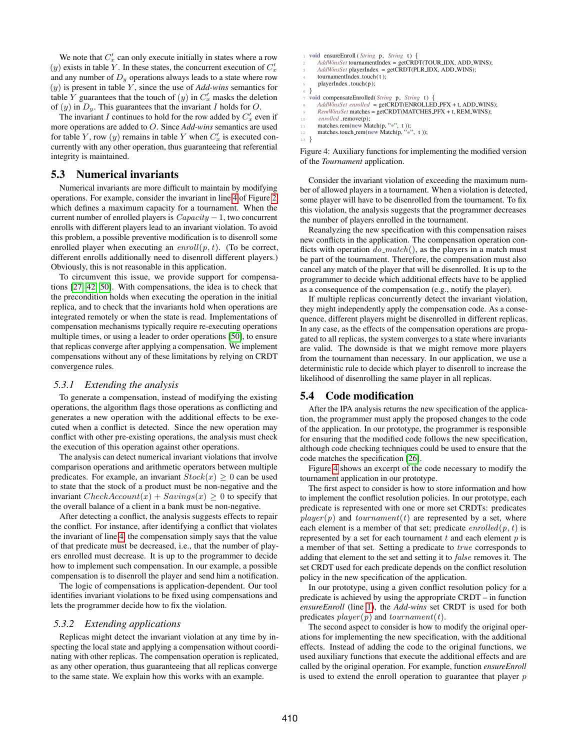We note that $C'_x$ can only execute initially in states where a row $(y)$ exists in table $Y$. In these states, the concurrent execution of $C'_x$ and any number of $D_y$ operations always leads to a state where row $(y)$ is present in table $Y$, since the use of *Add-wins* semantics for table $Y$ guarantees that the touch of $(y)$ in $C'_x$ masks the deletion of $(y)$ in $D_y$. This guarantees that the invariant $I$ holds for $O$.

The invariant $I$ continues to hold for the row added by $C'_x$ even if more operations are added to $O$. Since *Add-wins* semantics are used for table $Y$, row $(y)$ remains in table $Y$ when $C'_x$ is executed concurrently with any other operation, thus guaranteeing that referential integrity is maintained.

## 5.3 Numerical invariants

Numerical invariants are more difficult to maintain by modifying operations. For example, consider the invariant in line 4 of Figure 2 which defines a maximum capacity for a tournament. When the current number of enrolled players is $Capacity - 1$, two concurrent enrolls with different players lead to an invariant violation. To avoid this problem, a possible preventive modification is to disenroll some enrolled player when executing an $enroll(p, t)$. (To be correct, different enrolls additionally need to disenroll different players.) Obviously, this is not reasonable in this application.

To circumvent this issue, we provide support for compensations [27, 42, 50]. With compensations, the idea is to check that the precondition holds when executing the operation in the initial replica, and to check that the invariants hold when operations are integrated remotely or when the state is read. Implementations of compensation mechanisms typically require re-executing operations multiple times, or using a leader to order operations [50], to ensure that replicas converge after applying a compensation. We implement compensations without any of these limitations by relying on CRDT convergence rules.

### 5.3.1 Extending the analysis

To generate a compensation, instead of modifying the existing operations, the algorithm flags those operations as conflicting and generates a new operation with the additional effects to be executed when a conflict is detected. Since the new operation may conflict with other pre-existing operations, the analysis must check the execution of this operation against other operations.

The analysis can detect numerical invariant violations that involve comparison operations and arithmetic operations between multiple predicates. For example, an invariant $Stock(x) \geq 0$ can be used to state that the stock of a product must be non-negative and the invariant $CheckAccount(x) + Savings(x) \geq 0$ to specify that the overall balance of a client in a bank must be non-negative.

After detecting a conflict, the analysis suggests effects to repair the conflict. For instance, after identifying a conflict that violates the invariant of line 4, the compensation simply says that the value of that predicate must be decreased, i.e., that the number of players enrolled must decrease. It is up to the programmer to decide how to implement such compensation. In our example, a possible compensation is to disenroll the player and send him a notification.

The logic of compensations is application-dependent. Our tool identifies invariant violations to be fixed using compensations and lets the programmer decide how to fix the violation.

### 5.3.2 Extending applications

Replicas might detect the invariant violation at any time by inspecting the local state and applying a compensation without coordinating with other replicas. The compensation operation is replicated, as any other operation, thus guaranteeing that all replicas converge to the same state. We explain how this works with an example.

```
1  void ensureEnroll ( String  p,  String  t ) {
2      AddWinsSet tournamentIndex = getCRDT(TOUR_IDX, ADD_WINS);
3      AddWinsSet playerIndex  = getCRDT(PLR_IDX, ADD_WINS);
4      tournamentIndex.touch( t );
5      playerIndex .touch(p );
6  }
7  void compensateEnrolled( String  p,  String  t ) {
8      AddWinsSet enrolled  = getCRDT(ENROLLED_PFX + t, ADD_WINS);
9      RemWinsSet matches = getCRDT(MATCHES_PFX + t, REM_WINS);
10     enrolled .remove(p);
11     matches.rem(new Match(p, "*",  t ));
12     matches.touch_rem(new Match(p, "*",  t ));
13 }
```

Figure 4: Auxiliary functions for implementing the modified version of the *Tournament* application.

Consider the invariant violation of exceeding the maximum number of allowed players in a tournament. When a violation is detected, some player will have to be disenrolled from the tournament. To fix this violation, the analysis suggests that the programmer decreases the number of players enrolled in the tournament.

Reanalyzing the new specification with this compensation raises new conflicts in the application. The compensation operation conflicts with operation $do\_match()$, as the players in a match must be part of the tournament. Therefore, the compensation must also cancel any match of the player that will be disenrolled. It is up to the programmer to decide which additional effects have to be applied as a consequence of the compensation (e.g., notify the player).

If multiple replicas concurrently detect the invariant violation, they might independently apply the compensation code. As a consequence, different players might be disenrolled in different replicas. In any case, as the effects of the compensation operations are propagated to all replicas, the system converges to a state where invariants are valid. The downside is that we might remove more players from the tournament than necessary. In our application, we use a deterministic rule to decide which player to disenroll to increase the likelihood of disenrolling the same player in all replicas.

## 5.4 Code modification

After the IPA analysis returns the new specification of the application, the programmer must apply the proposed changes to the code of the application. In our prototype, the programmer is responsible for ensuring that the modified code follows the new specification, although code checking techniques could be used to ensure that the code matches the specification [26].

Figure 4 shows an excerpt of the code necessary to modify the tournament application in our prototype.

The first aspect to consider is how to store information and how to implement the conflict resolution policies. In our prototype, each predicate is represented with one or more set CRDTs: predicates $player(p)$ and $tournament(t)$ are represented by a set, where each element is a member of that set; predicate $enrolled(p, t)$ is represented by a set for each tournament $t$ and each element $p$ is a member of that set. Setting a predicate to $true$ corresponds to adding that element to the set and setting it to $false$ removes it. The set CRDT used for each predicate depends on the conflict resolution policy in the new specification of the application.

In our prototype, using a given conflict resolution policy for a predicate is achieved by using the appropriate CRDT – in function *ensureEnroll* (line 1), the *Add-wins* set CRDT is used for both predicates $player(p)$ and $tournament(t)$.

The second aspect to consider is how to modify the original operations for implementing the new specification, with the additional effects. Instead of adding the code to the original functions, we used auxiliary functions that execute the additional effects and are called by the original operation. For example, function *ensureEnroll* is used to extend the enroll operation to guarantee that player $p$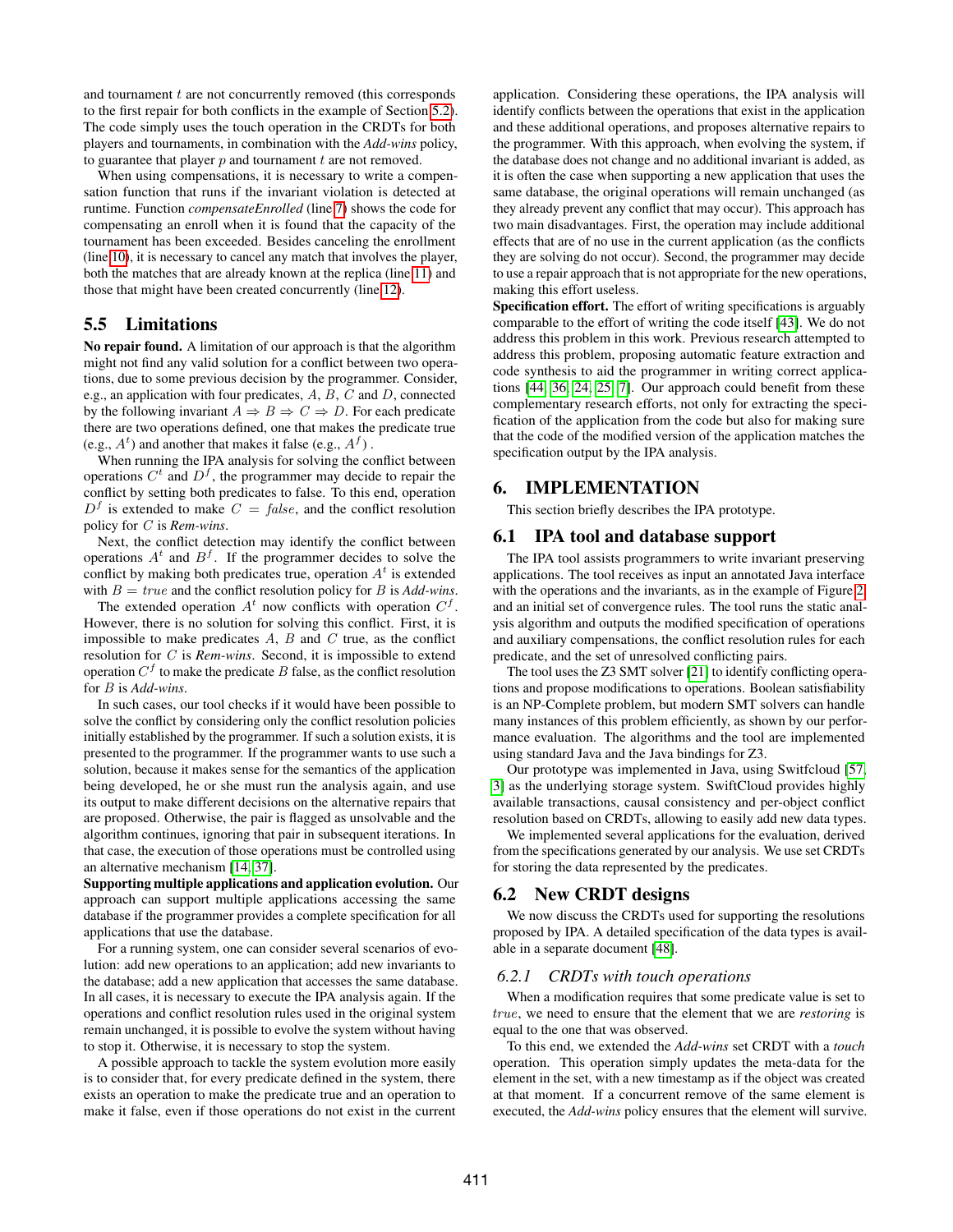and tournament $t$ are not concurrently removed (this corresponds to the first repair for both conflicts in the example of Section 5.2). The code simply uses the touch operation in the CRDTs for both players and tournaments, in combination with the *Add-wins* policy, to guarantee that player $p$ and tournament $t$ are not removed.

When using compensations, it is necessary to write a compensation function that runs if the invariant violation is detected at runtime. Function *compensateEnrolled* (line 7) shows the code for compensating an enroll when it is found that the capacity of the tournament has been exceeded. Besides canceling the enrollment (line 10), it is necessary to cancel any match that involves the player, both the matches that are already known at the replica (line 11) and those that might have been created concurrently (line 12).

## 5.5 Limitations

**No repair found.** A limitation of our approach is that the algorithm might not find any valid solution for a conflict between two operations, due to some previous decision by the programmer. Consider, e.g., an application with four predicates, $A$, $B$, $C$ and $D$, connected by the following invariant $A \Rightarrow B \Rightarrow C \Rightarrow D$. For each predicate there are two operations defined, one that makes the predicate true (e.g., $A^t$) and another that makes it false (e.g., $A^f$) .

When running the IPA analysis for solving the conflict between operations $C^t$ and $D^f$, the programmer may decide to repair the conflict by setting both predicates to false. To this end, operation $D^f$ is extended to make $C = false$, and the conflict resolution policy for $C$ is *Rem-wins*.

Next, the conflict detection may identify the conflict between operations $A^t$ and $B^f$. If the programmer decides to solve the conflict by making both predicates true, operation $A^t$ is extended with $B = true$ and the conflict resolution policy for $B$ is *Add-wins*.

The extended operation $A^t$ now conflicts with operation $C^f$. However, there is no solution for solving this conflict. First, it is impossible to make predicates $A$, $B$ and $C$ true, as the conflict resolution for $C$ is *Rem-wins*. Second, it is impossible to extend operation $C^f$ to make the predicate $B$ false, as the conflict resolution for $B$ is *Add-wins*.

In such cases, our tool checks if it would have been possible to solve the conflict by considering only the conflict resolution policies initially established by the programmer. If such a solution exists, it is presented to the programmer. If the programmer wants to use such a solution, because it makes sense for the semantics of the application being developed, he or she must run the analysis again, and use its output to make different decisions on the alternative repairs that are proposed. Otherwise, the pair is flagged as unsolvable and the algorithm continues, ignoring that pair in subsequent iterations. In that case, the execution of those operations must be controlled using an alternative mechanism [14, 37].

**Supporting multiple applications and application evolution.** Our approach can support multiple applications accessing the same database if the programmer provides a complete specification for all applications that use the database.

For a running system, one can consider several scenarios of evolution: add new operations to an application; add new invariants to the database; add a new application that accesses the same database. In all cases, it is necessary to execute the IPA analysis again. If the operations and conflict resolution rules used in the original system remain unchanged, it is possible to evolve the system without having to stop it. Otherwise, it is necessary to stop the system.

A possible approach to tackle the system evolution more easily is to consider that, for every predicate defined in the system, there exists an operation to make the predicate true and an operation to make it false, even if those operations do not exist in the current application. Considering these operations, the IPA analysis will identify conflicts between the operations that exist in the application and these additional operations, and proposes alternative repairs to the programmer. With this approach, when evolving the system, if the database does not change and no additional invariant is added, as it is often the case when supporting a new application that uses the same database, the original operations will remain unchanged (as they already prevent any conflict that may occur). This approach has two main disadvantages. First, the operation may include additional effects that are of no use in the current application (as the conflicts they are solving do not occur). Second, the programmer may decide to use a repair approach that is not appropriate for the new operations, making this effort useless.

**Specification effort.** The effort of writing specifications is arguably comparable to the effort of writing the code itself [43]. We do not address this problem in this work. Previous research attempted to address this problem, proposing automatic feature extraction and code synthesis to aid the programmer in writing correct applications [44, 36, 24, 25, 7]. Our approach could benefit from these complementary research efforts, not only for extracting the specification of the application from the code but also for making sure that the code of the modified version of the application matches the specification output by the IPA analysis.

# 6. IMPLEMENTATION

This section briefly describes the IPA prototype.

## 6.1 IPA tool and database support

The IPA tool assists programmers to write invariant preserving applications. The tool receives as input an annotated Java interface with the operations and the invariants, as in the example of Figure 2, and an initial set of convergence rules. The tool runs the static analysis algorithm and outputs the modified specification of operations and auxiliary compensations, the conflict resolution rules for each predicate, and the set of unresolved conflicting pairs.

The tool uses the Z3 SMT solver [21] to identify conflicting operations and propose modifications to operations. Boolean satisfiability is an NP-Complete problem, but modern SMT solvers can handle many instances of this problem efficiently, as shown by our performance evaluation. The algorithms and the tool are implemented using standard Java and the Java bindings for Z3.

Our prototype was implemented in Java, using Swiftcloud [57, 3] as the underlying storage system. SwiftCloud provides highly available transactions, causal consistency and per-object conflict resolution based on CRDTs, allowing to easily add new data types.

We implemented several applications for the evaluation, derived from the specifications generated by our analysis. We use set CRDTs for storing the data represented by the predicates.

## 6.2 New CRDT designs

We now discuss the CRDTs used for supporting the resolutions proposed by IPA. A detailed specification of the data types is available in a separate document [48].

### 6.2.1 CRDTs with touch operations

When a modification requires that some predicate value is set to $true$, we need to ensure that the element that we are *restoring* is equal to the one that was observed.

To this end, we extended the *Add-wins* set CRDT with a *touch* operation. This operation simply updates the meta-data for the element in the set, with a new timestamp as if the object was created at that moment. If a concurrent remove of the same element is executed, the *Add-wins* policy ensures that the element will survive.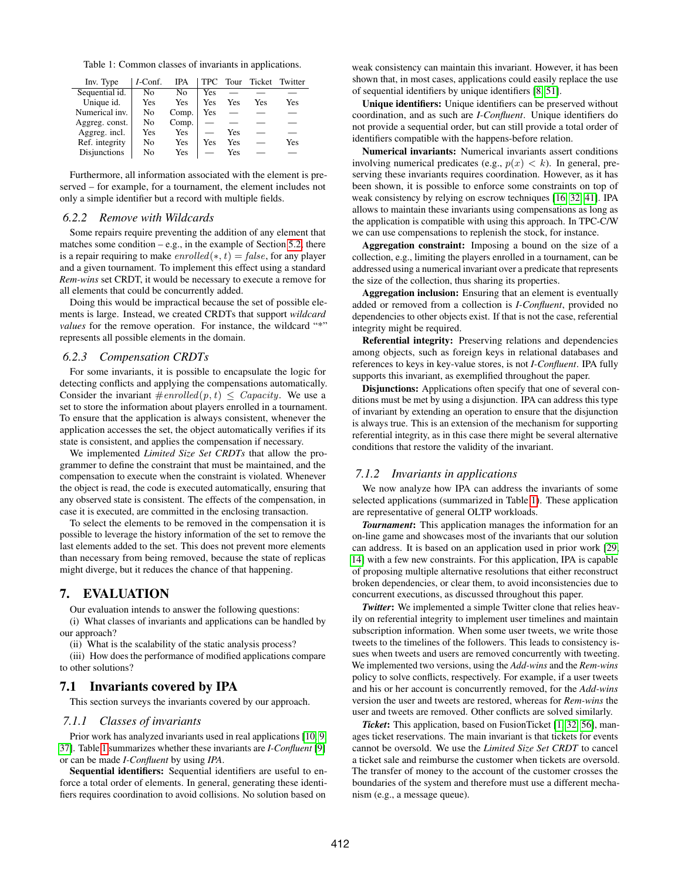Table 1: Common classes of invariants in applications.

| Inv. Type | *I*-Conf. | IPA | TPC | Tour | Ticket | Twitter |
|---|---|---|---|---|---|---|
| Sequential id. | No | No | Yes | — | — | — |
| Unique id. | Yes | Yes | Yes | Yes | Yes | Yes |
| Numerical inv. | No | Comp. | Yes | — | — | — |
| Aggreg. const. | No | Comp. | — | — | — | — |
| Aggreg. incl. | Yes | Yes | — | Yes | — | — |
| Ref. integrity | No | Yes | Yes | Yes | — | Yes |
| Disjunctions | No | Yes | — | Yes | — | — |

Furthermore, all information associated with the element is preserved – for example, for a tournament, the element includes not only a simple identifier but a record with multiple fields.

### 6.2.2 Remove with Wildcards

Some repairs require preventing the addition of any element that matches some condition – e.g., in the example of Section 5.2, there is a repair requiring to make $enrolled(*, t) = false$, for any player and a given tournament. To implement this effect using a standard *Rem-wins* set CRDT, it would be necessary to execute a remove for all elements that could be concurrently added.

Doing this would be impractical because the set of possible elements is large. Instead, we created CRDTs that support *wildcard values* for the remove operation. For instance, the wildcard "*" represents all possible elements in the domain.

### 6.2.3 Compensation CRDTs

For some invariants, it is possible to encapsulate the logic for detecting conflicts and applying the compensations automatically. Consider the invariant $\#enrolled(p, t) \leq Capacity$. We use a set to store the information about players enrolled in a tournament. To ensure that the application is always consistent, whenever the application accesses the set, the object automatically verifies if its state is consistent, and applies the compensation if necessary.

We implemented *Limited Size Set CRDTs* that allow the programmer to define the constraint that must be maintained, and the compensation to execute when the constraint is violated. Whenever the object is read, the code is executed automatically, ensuring that any observed state is consistent. The effects of the compensation, in case it is executed, are committed in the enclosing transaction.

To select the elements to be removed in the compensation it is possible to leverage the history information of the set to remove the last elements added to the set. This does not prevent more elements than necessary from being removed, because the state of replicas might diverge, but it reduces the chance of that happening.

# 7. EVALUATION

Our evaluation intends to answer the following questions:

(i) What classes of invariants and applications can be handled by our approach?

(ii) What is the scalability of the static analysis process?

(iii) How does the performance of modified applications compare to other solutions?

## 7.1 Invariants covered by IPA

This section surveys the invariants covered by our approach.

### 7.1.1 Classes of invariants

Prior work has analyzed invariants used in real applications [10, 9, 37]. Table 1 summarizes whether these invariants are *I-Confluent* [9] or can be made *I-Confluent* by using *IPA*.

**Sequential identifiers:** Sequential identifiers are useful to enforce a total order of elements. In general, generating these identifiers requires coordination to avoid collisions. No solution based on weak consistency can maintain this invariant. However, it has been shown that, in most cases, applications could easily replace the use of sequential identifiers by unique identifiers [8, 51].

**Unique identifiers:** Unique identifiers can be preserved without coordination, and as such are *I-Confluent*. Unique identifiers do not provide a sequential order, but can still provide a total order of identifiers compatible with the happens-before relation.

**Numerical invariants:** Numerical invariants assert conditions involving numerical predicates (e.g., $p(x) < k$). In general, preserving these invariants requires coordination. However, as it has been shown, it is possible to enforce some constraints on top of weak consistency by relying on escrow techniques [16, 32, 41]. IPA allows to maintain these invariants using compensations as long as the application is compatible with using this approach. In TPC-C/W we can use compensations to replenish the stock, for instance.

**Aggregation constraint:** Imposing a bound on the size of a collection, e.g., limiting the players enrolled in a tournament, can be addressed using a numerical invariant over a predicate that represents the size of the collection, thus sharing its properties.

**Aggregation inclusion:** Ensuring that an element is eventually added or removed from a collection is *I-Confluent*, provided no dependencies to other objects exist. If that is not the case, referential integrity might be required.

**Referential integrity:** Preserving relations and dependencies among objects, such as foreign keys in relational databases and references to keys in key-value stores, is not *I-Confluent*. IPA fully supports this invariant, as exemplified throughout the paper.

**Disjunctions:** Applications often specify that one of several conditions must be met by using a disjunction. IPA can address this type of invariant by extending an operation to ensure that the disjunction is always true. This is an extension of the mechanism for supporting referential integrity, as in this case there might be several alternative conditions that restore the validity of the invariant.

### 7.1.2 Invariants in applications

We now analyze how IPA can address the invariants of some selected applications (summarized in Table 1). These application are representative of general OLTP workloads.

***Tournament***: This application manages the information for an on-line game and showcases most of the invariants that our solution can address. It is based on an application used in prior work [29, 14] with a few new constraints. For this application, IPA is capable of proposing multiple alternative resolutions that either reconstruct broken dependencies, or clear them, to avoid inconsistencies due to concurrent executions, as discussed throughout this paper.

***Twitter***: We implemented a simple Twitter clone that relies heavily on referential integrity to implement user timelines and maintain subscription information. When some user tweets, we write those tweets to the timelines of the followers. This leads to consistency issues when tweets and users are removed concurrently with tweeting. We implemented two versions, using the *Add-wins* and the *Rem-wins* policy to solve conflicts, respectively. For example, if a user tweets and his or her account is concurrently removed, for the *Add-wins* version the user and tweets are restored, whereas for *Rem-wins* the user and tweets are removed. Other conflicts are solved similarly.

***Ticket***: This application, based on FusionTicket [1, 32, 56], manages ticket reservations. The main invariant is that tickets for events cannot be oversold. We use the *Limited Size Set CRDT* to cancel a ticket sale and reimburse the customer when tickets are oversold. The transfer of money to the account of the customer crosses the boundaries of the system and therefore must use a different mechanism (e.g., a message queue).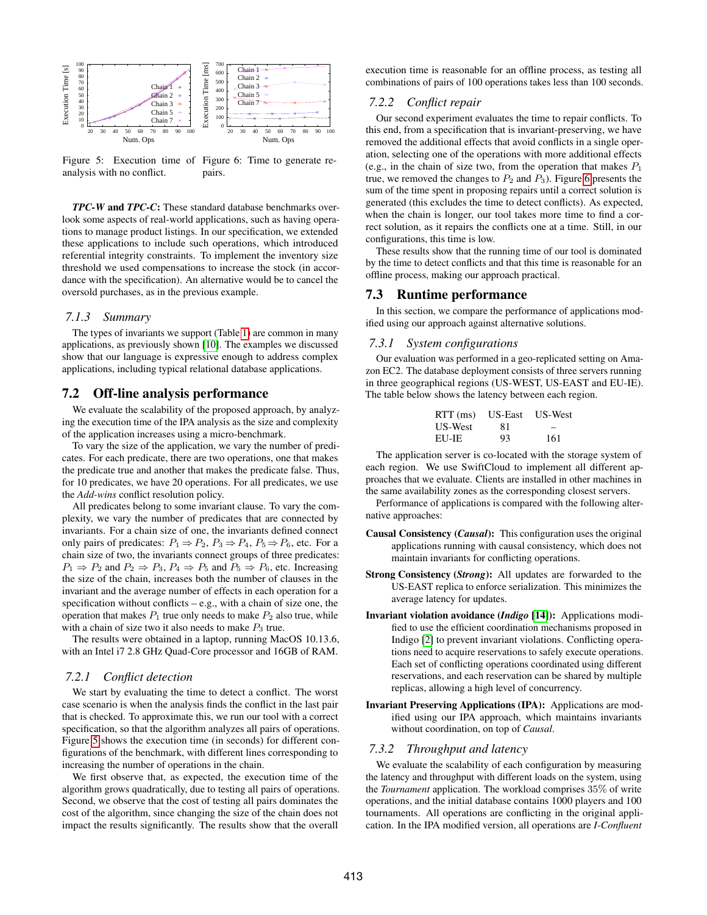Figure 5: Execution time of analysis with no conflict.

Figure 6: Time to generate repairs.

***TPC-W*** **and** ***TPC-C*****:** These standard database benchmarks overlook some aspects of real-world applications, such as having operations to manage product listings. In our specification, we extended these applications to include such operations, which introduced referential integrity constraints. To implement the inventory size threshold we used compensations to increase the stock (in accordance with the specification). An alternative would be to cancel the oversold purchases, as in the previous example.

### 7.1.3 Summary

The types of invariants we support (Table 1) are common in many applications, as previously shown [10]. The examples we discussed show that our language is expressive enough to address complex applications, including typical relational database applications.

## 7.2 Off-line analysis performance

We evaluate the scalability of the proposed approach, by analyzing the execution time of the IPA analysis as the size and complexity of the application increases using a micro-benchmark.

To vary the size of the application, we vary the number of predicates. For each predicate, there are two operations, one that makes the predicate true and another that makes the predicate false. Thus, for 10 predicates, we have 20 operations. For all predicates, we use the *Add-wins* conflict resolution policy.

All predicates belong to some invariant clause. To vary the complexity, we vary the number of predicates that are connected by invariants. For a chain size of one, the invariants defined connect only pairs of predicates: $P_1 \Rightarrow P_2$, $P_3 \Rightarrow P_4$, $P_5 \Rightarrow P_6$, etc. For a chain size of two, the invariants connect groups of three predicates: $P_1 \Rightarrow P_2$ and $P_2 \Rightarrow P_3$, $P_4 \Rightarrow P_5$ and $P_5 \Rightarrow P_6$, etc. Increasing the size of the chain, increases both the number of clauses in the invariant and the average number of effects in each operation for a specification without conflicts – e.g., with a chain of size one, the operation that makes $P_1$ true only needs to make $P_2$ also true, while with a chain of size two it also needs to make $P_3$ true.

The results were obtained in a laptop, running MacOS 10.13.6, with an Intel i7 2.8 GHz Quad-Core processor and 16GB of RAM.

### 7.2.1 Conflict detection

We start by evaluating the time to detect a conflict. The worst case scenario is when the analysis finds the conflict in the last pair that is checked. To approximate this, we run our tool with a correct specification, so that the algorithm analyzes all pairs of operations. Figure 5 shows the execution time (in seconds) for different configurations of the benchmark, with different lines corresponding to increasing the number of operations in the chain.

We first observe that, as expected, the execution time of the algorithm grows quadratically, due to testing all pairs of operations. Second, we observe that the cost of testing all pairs dominates the cost of the algorithm, since changing the size of the chain does not impact the results significantly. The results show that the overall execution time is reasonable for an offline process, as testing all combinations of pairs of 100 operations takes less than 100 seconds.

### 7.2.2 Conflict repair

Our second experiment evaluates the time to repair conflicts. To this end, from a specification that is invariant-preserving, we have removed the additional effects that avoid conflicts in a single operation, selecting one of the operations with more additional effects (e.g., in the chain of size two, from the operation that makes $P_1$ true, we removed the changes to $P_2$ and $P_3$). Figure 6 presents the sum of the time spent in proposing repairs until a correct solution is generated (this excludes the time to detect conflicts). As expected, when the chain is longer, our tool takes more time to find a correct solution, as it repairs the conflicts one at a time. Still, in our configurations, this time is low.

These results show that the running time of our tool is dominated by the time to detect conflicts and that this time is reasonable for an offline process, making our approach practical.

## 7.3 Runtime performance

In this section, we compare the performance of applications modified using our approach against alternative solutions.

### 7.3.1 System configurations

Our evaluation was performed in a geo-replicated setting on Amazon EC2. The database deployment consists of three servers running in three geographical regions (US-WEST, US-EAST and EU-IE). The table below shows the latency between each region.

| RTT (ms) | US-East | US-West |
|---|---|---|
| US-West | 81 | – |
| EU-IE | 93 | 161 |

The application server is co-located with the storage system of each region. We use SwiftCloud to implement all different approaches that we evaluate. Clients are installed in other machines in the same availability zones as the corresponding closest servers.

Performance of applications is compared with the following alternative approaches:

**Causal Consistency (*****Causal*****):** This configuration uses the original applications running with causal consistency, which does not maintain invariants for conflicting operations.

**Strong Consistency (*****Strong*****):** All updates are forwarded to the US-EAST replica to enforce serialization. This minimizes the average latency for updates.

**Invariant violation avoidance (*****Indigo*** **[14]):** Applications modified to use the efficient coordination mechanisms proposed in Indigo [2] to prevent invariant violations. Conflicting operations need to acquire reservations to safely execute operations. Each set of conflicting operations coordinated using different reservations, and each reservation can be shared by multiple replicas, allowing a high level of concurrency.

**Invariant Preserving Applications (IPA):** Applications are modified using our IPA approach, which maintains invariants without coordination, on top of *Causal*.

### 7.3.2 Throughput and latency

We evaluate the scalability of each configuration by measuring the latency and throughput with different loads on the system, using the *Tournament* application. The workload comprises 35% of write operations, and the initial database contains 1000 players and 100 tournaments. All operations are conflicting in the original application. In the IPA modified version, all operations are *I-Confluent*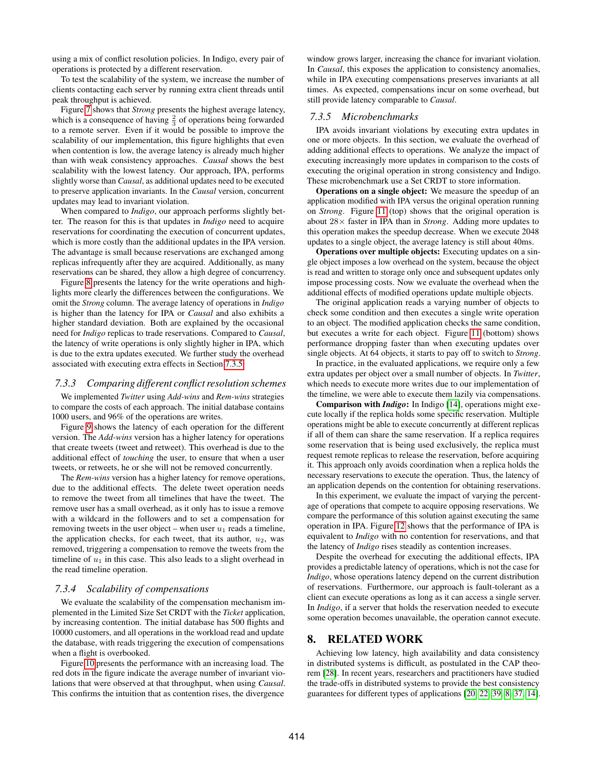using a mix of conflict resolution policies. In Indigo, every pair of operations is protected by a different reservation.

To test the scalability of the system, we increase the number of clients contacting each server by running extra client threads until peak throughput is achieved.

Figure 7 shows that *Strong* presents the highest average latency, which is a consequence of having $\frac{2}{3}$ of operations being forwarded to a remote server. Even if it would be possible to improve the scalability of our implementation, this figure highlights that even when contention is low, the average latency is already much higher than with weak consistency approaches. *Causal* shows the best scalability with the lowest latency. Our approach, IPA, performs slightly worse than *Causal*, as additional updates need to be executed to preserve application invariants. In the *Causal* version, concurrent updates may lead to invariant violation.

When compared to *Indigo*, our approach performs slightly better. The reason for this is that updates in *Indigo* need to acquire reservations for coordinating the execution of concurrent updates, which is more costly than the additional updates in the IPA version. The advantage is small because reservations are exchanged among replicas infrequently after they are acquired. Additionally, as many reservations can be shared, they allow a high degree of concurrency.

Figure 8 presents the latency for the write operations and highlights more clearly the differences between the configurations. We omit the *Strong* column. The average latency of operations in *Indigo* is higher than the latency for IPA or *Causal* and also exhibits a higher standard deviation. Both are explained by the occasional need for *Indigo* replicas to trade reservations. Compared to *Causal*, the latency of write operations is only slightly higher in IPA, which is due to the extra updates executed. We further study the overhead associated with executing extra effects in Section 7.3.5.

### 7.3.3 Comparing different conflict resolution schemes

We implemented *Twitter* using *Add-wins* and *Rem-wins* strategies to compare the costs of each approach. The initial database contains 1000 users, and 96% of the operations are writes.

Figure 9 shows the latency of each operation for the different version. The *Add-wins* version has a higher latency for operations that create tweets (tweet and retweet). This overhead is due to the additional effect of *touching* the user, to ensure that when a user tweets, or retweets, he or she will not be removed concurrently.

The *Rem-wins* version has a higher latency for remove operations, due to the additional effects. The delete tweet operation needs to remove the tweet from all timelines that have the tweet. The remove user has a small overhead, as it only has to issue a remove with a wildcard in the followers and to set a compensation for removing tweets in the user object – when user $u_1$ reads a timeline, the application checks, for each tweet, that its author, $u_2$, was removed, triggering a compensation to remove the tweets from the timeline of $u_1$ in this case. This also leads to a slight overhead in the read timeline operation.

### 7.3.4 Scalability of compensations

We evaluate the scalability of the compensation mechanism implemented in the Limited Size Set CRDT with the *Ticket* application, by increasing contention. The initial database has 500 flights and 10000 customers, and all operations in the workload read and update the database, with reads triggering the execution of compensations when a flight is overbooked.

Figure 10 presents the performance with an increasing load. The red dots in the figure indicate the average number of invariant violations that were observed at that throughput, when using *Causal*. This confirms the intuition that as contention rises, the divergence window grows larger, increasing the chance for invariant violation. In *Causal*, this exposes the application to consistency anomalies, while in IPA executing compensations preserves invariants at all times. As expected, compensations incur on some overhead, but still provide latency comparable to *Causal*.

### 7.3.5 Microbenchmarks

IPA avoids invariant violations by executing extra updates in one or more objects. In this section, we evaluate the overhead of adding additional effects to operations. We analyze the impact of executing increasingly more updates in comparison to the costs of executing the original operation in strong consistency and Indigo. These microbenchmark use a Set CRDT to store information.

**Operations on a single object:** We measure the speedup of an application modified with IPA versus the original operation running on *Strong*. Figure 11 (top) shows that the original operation is about 28× faster in IPA than in *Strong*. Adding more updates to this operation makes the speedup decrease. When we execute 2048 updates to a single object, the average latency is still about 40ms.

**Operations over multiple objects:** Executing updates on a single object imposes a low overhead on the system, because the object is read and written to storage only once and subsequent updates only impose processing costs. Now we evaluate the overhead when the additional effects of modified operations update multiple objects.

The original application reads a varying number of objects to check some condition and then executes a single write operation to an object. The modified application checks the same condition, but executes a write for each object. Figure 11 (bottom) shows performance dropping faster than when executing updates over single objects. At 64 objects, it starts to pay off to switch to *Strong*.

In practice, in the evaluated applications, we require only a few extra updates per object over a small number of objects. In *Twitter*, which needs to execute more writes due to our implementation of the timeline, we were able to execute them lazily via compensations.

**Comparison with *Indigo*:** In Indigo [14], operations might execute locally if the replica holds some specific reservation. Multiple operations might be able to execute concurrently at different replicas if all of them can share the same reservation. If a replica requires some reservation that is being used exclusively, the replica must request remote replicas to release the reservation, before acquiring it. This approach only avoids coordination when a replica holds the necessary reservations to execute the operation. Thus, the latency of an application depends on the contention for obtaining reservations.

In this experiment, we evaluate the impact of varying the percentage of operations that compete to acquire opposing reservations. We compare the performance of this solution against executing the same operation in IPA. Figure 12 shows that the performance of IPA is equivalent to *Indigo* with no contention for reservations, and that the latency of *Indigo* rises steadily as contention increases.

Despite the overhead for executing the additional effects, IPA provides a predictable latency of operations, which is not the case for *Indigo*, whose operations latency depend on the current distribution of reservations. Furthermore, our approach is fault-tolerant as a client can execute operations as long as it can access a single server. In *Indigo*, if a server that holds the reservation needed to execute some operation becomes unavailable, the operation cannot execute.

## 8. RELATED WORK

Achieving low latency, high availability and data consistency in distributed systems is difficult, as postulated in the CAP theorem [28]. In recent years, researchers and practitioners have studied the trade-offs in distributed systems to provide the best consistency guarantees for different types of applications [20, 22, 39, 8, 37, 14].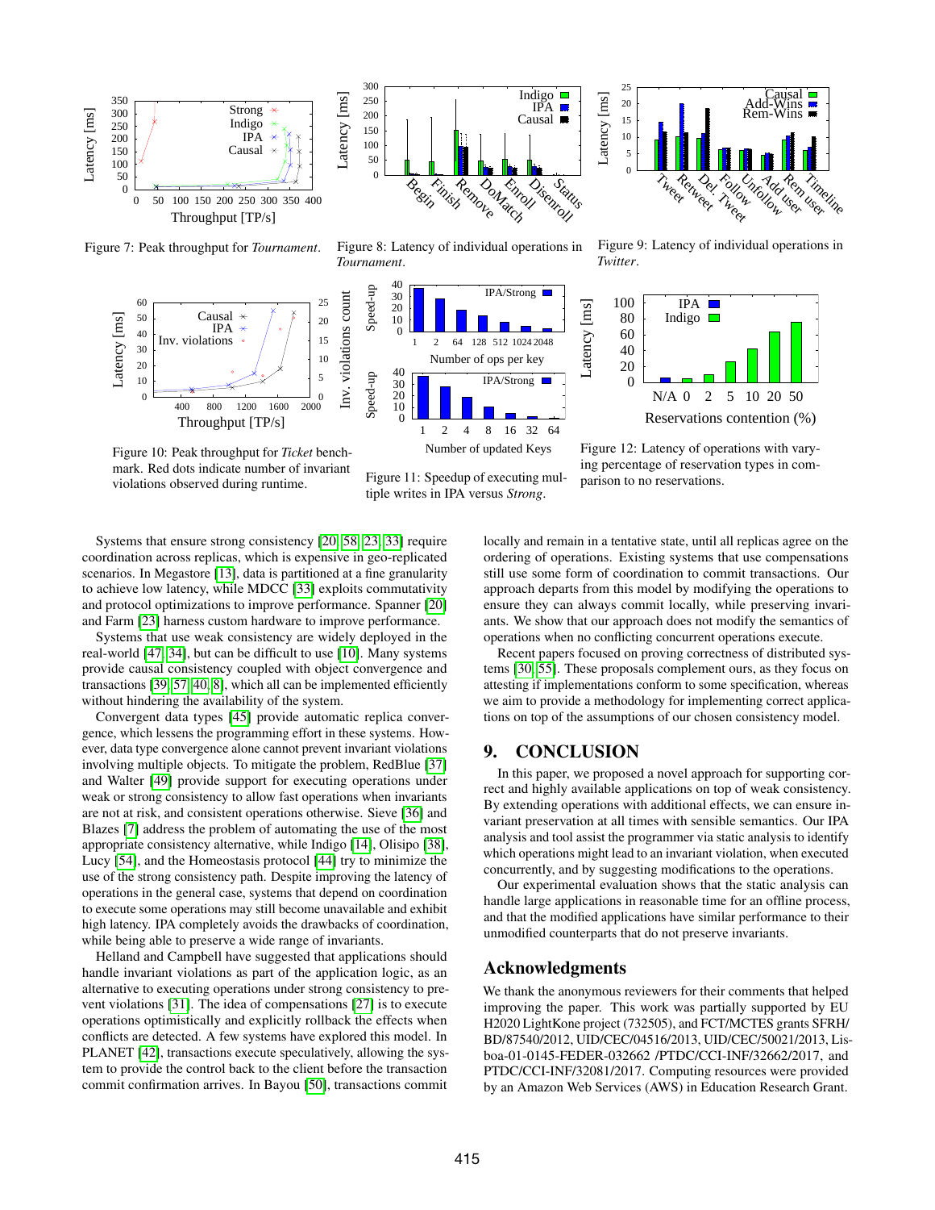Figure 7: Peak throughput for *Tournament*.

Figure 8: Latency of individual operations in *Tournament*.

Figure 9: Latency of individual operations in *Twitter*.

Figure 10: Peak throughput for *Ticket* benchmark. Red dots indicate number of invariant violations observed during runtime.

Figure 11: Speedup of executing multiple writes in IPA versus *Strong*.

Figure 12: Latency of operations with varying percentage of reservation types in comparison to no reservations.

Systems that ensure strong consistency [20, 58, 23, 33] require coordination across replicas, which is expensive in geo-replicated scenarios. In Megastore [13], data is partitioned at a fine granularity to achieve low latency, while MDCC [33] exploits commutativity and protocol optimizations to improve performance. Spanner [20] and Farm [23] harness custom hardware to improve performance.

Systems that use weak consistency are widely deployed in the real-world [47, 34], but can be difficult to use [10]. Many systems provide causal consistency coupled with object convergence and transactions [39, 57, 40, 8], which can all be implemented efficiently without hindering the availability of the system.

Convergent data types [45] provide automatic replica convergence, which lessens the programming effort in these systems. However, data type convergence alone cannot prevent invariant violations involving multiple objects. To mitigate the problem, RedBlue [37] and Walter [49] provide support for executing operations under weak or strong consistency to allow fast operations when invariants are not at risk, and consistent operations otherwise. Sieve [36] and Blazes [7] address the problem of automating the use of the most appropriate consistency alternative, while Indigo [14], Olisipo [38], Lucy [54], and the Homeostasis protocol [44] try to minimize the use of the strong consistency path. Despite improving the latency of operations in the general case, systems that depend on coordination to execute some operations may still become unavailable and exhibit high latency. IPA completely avoids the drawbacks of coordination, while being able to preserve a wide range of invariants.

Helland and Campbell have suggested that applications should handle invariant violations as part of the application logic, as an alternative to executing operations under strong consistency to prevent violations [31]. The idea of compensations [27] is to execute operations optimistically and explicitly rollback the effects when conflicts are detected. A few systems have explored this model. In PLANET [42], transactions execute speculatively, allowing the system to provide the control back to the client before the transaction commit confirmation arrives. In Bayou [50], transactions commit locally and remain in a tentative state, until all replicas agree on the ordering of operations. Existing systems that use compensations still use some form of coordination to commit transactions. Our approach departs from this model by modifying the operations to ensure they can always commit locally, while preserving invariants. We show that our approach does not modify the semantics of operations when no conflicting concurrent operations execute.

Recent papers focused on proving correctness of distributed systems [30, 55]. These proposals complement ours, as they focus on attesting if implementations conform to some specification, whereas we aim to provide a methodology for implementing correct applications on top of the assumptions of our chosen consistency model.

## 9. CONCLUSION

In this paper, we proposed a novel approach for supporting correct and highly available applications on top of weak consistency. By extending operations with additional effects, we can ensure invariant preservation at all times with sensible semantics. Our IPA analysis and tool assist the programmer via static analysis to identify which operations might lead to an invariant violation, when executed concurrently, and by suggesting modifications to the operations.

Our experimental evaluation shows that the static analysis can handle large applications in reasonable time for an offline process, and that the modified applications have similar performance to their unmodified counterparts that do not preserve invariants.

## Acknowledgments

We thank the anonymous reviewers for their comments that helped improving the paper. This work was partially supported by EU H2020 LightKone project (732505), and FCT/MCTES grants SFRH/BD/87540/2012, UID/CEC/04516/2013, UID/CEC/50021/2013, Lisboa-01-0145-FEDER-032662 /PTDC/CCI-INF/32662/2017, and PTDC/CCI-INF/32081/2017. Computing resources were provided by an Amazon Web Services (AWS) in Education Research Grant.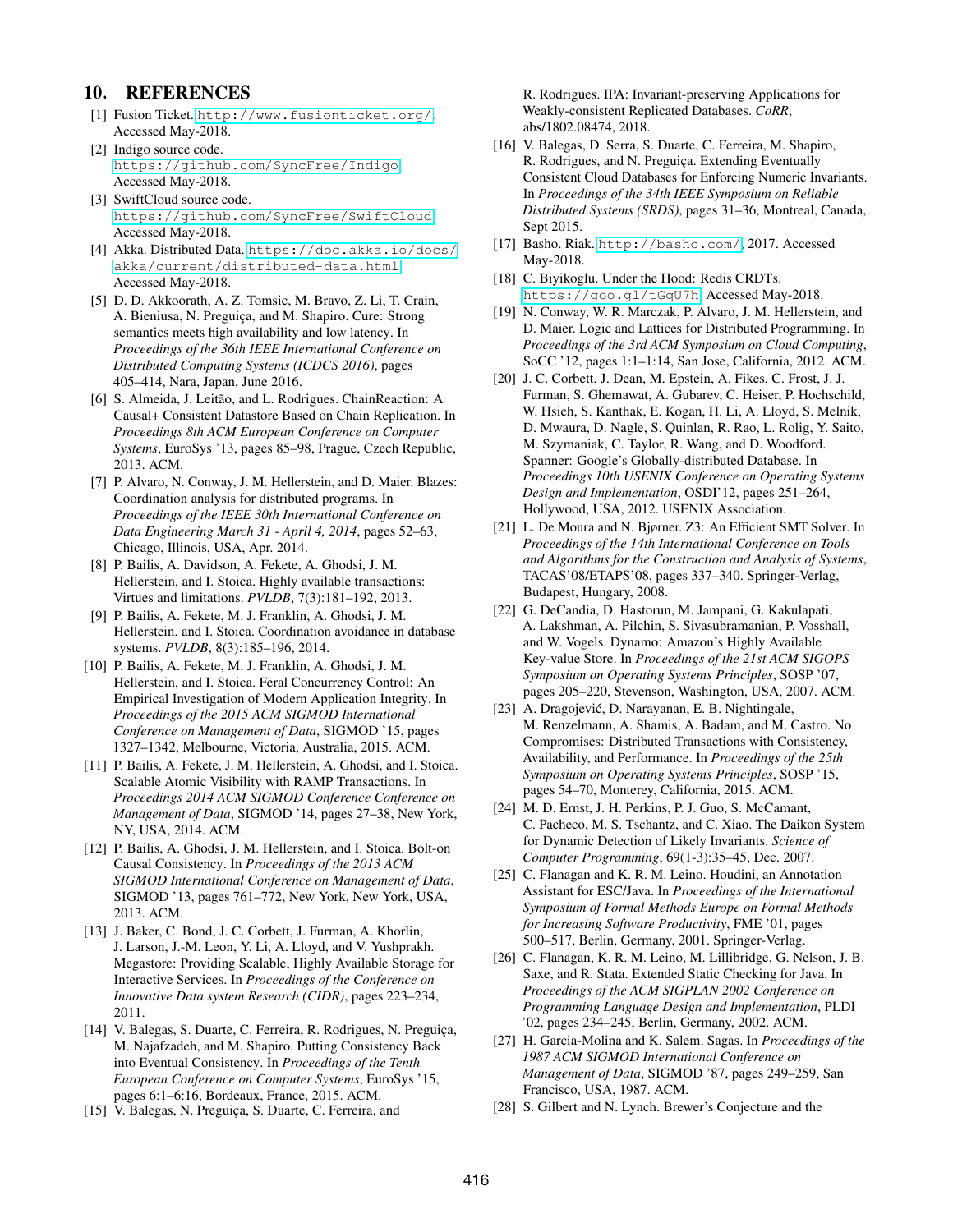## 10. REFERENCES

[1] Fusion Ticket. http://www.fusionticket.org/. Accessed May-2018.

[2] Indigo source code. https://github.com/SyncFree/Indigo. Accessed May-2018.

[3] SwiftCloud source code. https://github.com/SyncFree/SwiftCloud. Accessed May-2018.

[4] Akka. Distributed Data. https://doc.akka.io/docs/akka/current/distributed-data.html. Accessed May-2018.

[5] D. D. Akkoorath, A. Z. Tomsic, M. Bravo, Z. Li, T. Crain, A. Bieniusa, N. Preguiça, and M. Shapiro. Cure: Strong semantics meets high availability and low latency. In *Proceedings of the 36th IEEE International Conference on Distributed Computing Systems (ICDCS 2016)*, pages 405–414, Nara, Japan, June 2016.

[6] S. Almeida, J. Leitão, and L. Rodrigues. ChainReaction: A Causal+ Consistent Datastore Based on Chain Replication. In *Proceedings 8th ACM European Conference on Computer Systems*, EuroSys '13, pages 85–98, Prague, Czech Republic, 2013. ACM.

[7] P. Alvaro, N. Conway, J. M. Hellerstein, and D. Maier. Blazes: Coordination analysis for distributed programs. In *Proceedings of the IEEE 30th International Conference on Data Engineering March 31 - April 4, 2014*, pages 52–63, Chicago, Illinois, USA, Apr. 2014.

[8] P. Bailis, A. Davidson, A. Fekete, A. Ghodsi, J. M. Hellerstein, and I. Stoica. Highly available transactions: Virtues and limitations. *PVLDB*, 7(3):181–192, 2013.

[9] P. Bailis, A. Fekete, M. J. Franklin, A. Ghodsi, J. M. Hellerstein, and I. Stoica. Coordination avoidance in database systems. *PVLDB*, 8(3):185–196, 2014.

[10] P. Bailis, A. Fekete, M. J. Franklin, A. Ghodsi, J. M. Hellerstein, and I. Stoica. Feral Concurrency Control: An Empirical Investigation of Modern Application Integrity. In *Proceedings of the 2015 ACM SIGMOD International Conference on Management of Data*, SIGMOD '15, pages 1327–1342, Melbourne, Victoria, Australia, 2015. ACM.

[11] P. Bailis, A. Fekete, J. M. Hellerstein, A. Ghodsi, and I. Stoica. Scalable Atomic Visibility with RAMP Transactions. In *Proceedings 2014 ACM SIGMOD Conference Conference on Management of Data*, SIGMOD '14, pages 27–38, New York, NY, USA, 2014. ACM.

[12] P. Bailis, A. Ghodsi, J. M. Hellerstein, and I. Stoica. Bolt-on Causal Consistency. In *Proceedings of the 2013 ACM SIGMOD International Conference on Management of Data*, SIGMOD '13, pages 761–772, New York, New York, USA, 2013. ACM.

[13] J. Baker, C. Bond, J. C. Corbett, J. Furman, A. Khorlin, J. Larson, J.-M. Leon, Y. Li, A. Lloyd, and V. Yushprakh. Megastore: Providing Scalable, Highly Available Storage for Interactive Services. In *Proceedings of the Conference on Innovative Data system Research (CIDR)*, pages 223–234, 2011.

[14] V. Balegas, S. Duarte, C. Ferreira, R. Rodrigues, N. Preguiça, M. Najafzadeh, and M. Shapiro. Putting Consistency Back into Eventual Consistency. In *Proceedings of the Tenth European Conference on Computer Systems*, EuroSys '15, pages 6:1–6:16, Bordeaux, France, 2015. ACM.

[15] V. Balegas, N. Preguiça, S. Duarte, C. Ferreira, and R. Rodrigues. IPA: Invariant-preserving Applications for Weakly-consistent Replicated Databases. *CoRR*, abs/1802.08474, 2018.

[16] V. Balegas, D. Serra, S. Duarte, C. Ferreira, M. Shapiro, R. Rodrigues, and N. Preguiça. Extending Eventually Consistent Cloud Databases for Enforcing Numeric Invariants. In *Proceedings of the 34th IEEE Symposium on Reliable Distributed Systems (SRDS)*, pages 31–36, Montreal, Canada, Sept 2015.

[17] Basho. Riak. http://basho.com/, 2017. Accessed May-2018.

[18] C. Biyikoglu. Under the Hood: Redis CRDTs. https://goo.gl/tGqU7h. Accessed May-2018.

[19] N. Conway, W. R. Marczak, P. Alvaro, J. M. Hellerstein, and D. Maier. Logic and Lattices for Distributed Programming. In *Proceedings of the 3rd ACM Symposium on Cloud Computing*, SoCC '12, pages 1:1–1:14, San Jose, California, 2012. ACM.

[20] J. C. Corbett, J. Dean, M. Epstein, A. Fikes, C. Frost, J. J. Furman, S. Ghemawat, A. Gubarev, C. Heiser, P. Hochschild, W. Hsieh, S. Kanthak, E. Kogan, H. Li, A. Lloyd, S. Melnik, D. Mwaura, D. Nagle, S. Quinlan, R. Rao, L. Rolig, Y. Saito, M. Szymaniak, C. Taylor, R. Wang, and D. Woodford. Spanner: Google's Globally-distributed Database. In *Proceedings 10th USENIX Conference on Operating Systems Design and Implementation*, OSDI'12, pages 251–264, Hollywood, USA, 2012. USENIX Association.

[21] L. De Moura and N. Bjørner. Z3: An Efficient SMT Solver. In *Proceedings of the 14th International Conference on Tools and Algorithms for the Construction and Analysis of Systems*, TACAS'08/ETAPS'08, pages 337–340. Springer-Verlag, Budapest, Hungary, 2008.

[22] G. DeCandia, D. Hastorun, M. Jampani, G. Kakulapati, A. Lakshman, A. Pilchin, S. Sivasubramanian, P. Vosshall, and W. Vogels. Dynamo: Amazon's Highly Available Key-value Store. In *Proceedings of the 21st ACM SIGOPS Symposium on Operating Systems Principles*, SOSP '07, pages 205–220, Stevenson, Washington, USA, 2007. ACM.

[23] A. Dragojević, D. Narayanan, E. B. Nightingale, M. Renzelmann, A. Shamis, A. Badam, and M. Castro. No Compromises: Distributed Transactions with Consistency, Availability, and Performance. In *Proceedings of the 25th Symposium on Operating Systems Principles*, SOSP '15, pages 54–70, Monterey, California, 2015. ACM.

[24] M. D. Ernst, J. H. Perkins, P. J. Guo, S. McCamant, C. Pacheco, M. S. Tschantz, and C. Xiao. The Daikon System for Dynamic Detection of Likely Invariants. *Science of Computer Programming*, 69(1-3):35–45, Dec. 2007.

[25] C. Flanagan and K. R. M. Leino. Houdini, an Annotation Assistant for ESC/Java. In *Proceedings of the International Symposium of Formal Methods Europe on Formal Methods for Increasing Software Productivity*, FME '01, pages 500–517, Berlin, Germany, 2001. Springer-Verlag.

[26] C. Flanagan, K. R. M. Leino, M. Lillibridge, G. Nelson, J. B. Saxe, and R. Stata. Extended Static Checking for Java. In *Proceedings of the ACM SIGPLAN 2002 Conference on Programming Language Design and Implementation*, PLDI '02, pages 234–245, Berlin, Germany, 2002. ACM.

[27] H. Garcia-Molina and K. Salem. Sagas. In *Proceedings of the 1987 ACM SIGMOD International Conference on Management of Data*, SIGMOD '87, pages 249–259, San Francisco, USA, 1987. ACM.

[28] S. Gilbert and N. Lynch. Brewer's Conjecture and the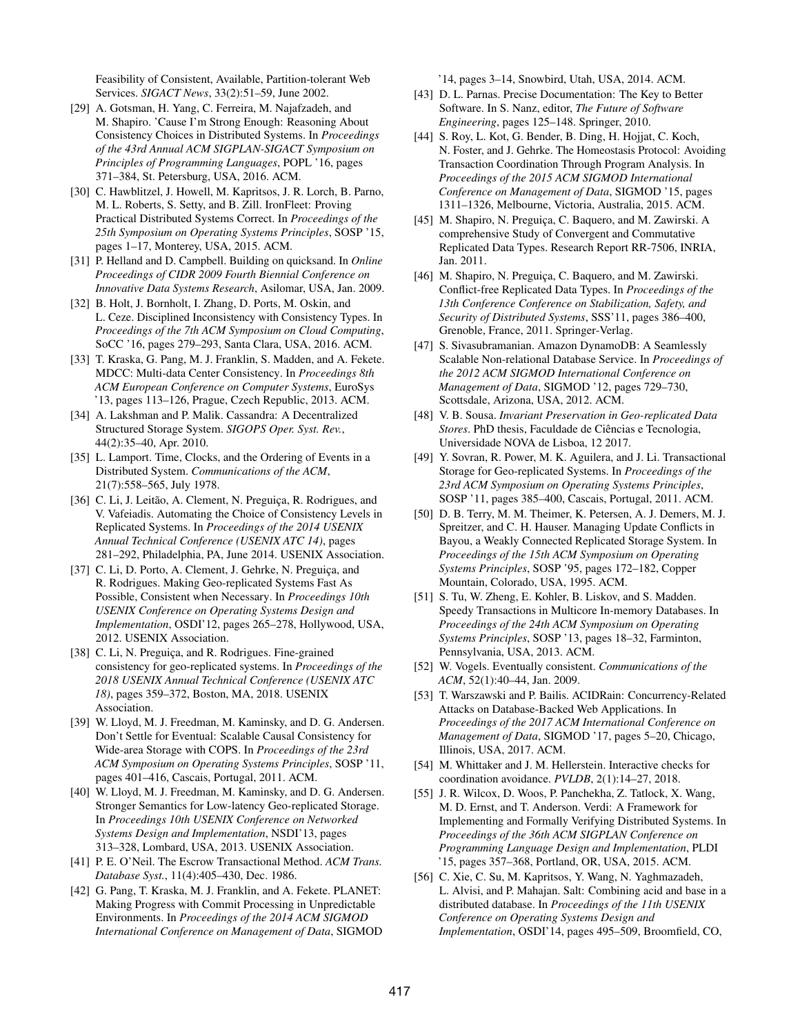Feasibility of Consistent, Available, Partition-tolerant Web Services. *SIGACT News*, 33(2):51–59, June 2002.

[29] A. Gotsman, H. Yang, C. Ferreira, M. Najafzadeh, and M. Shapiro. 'Cause I'm Strong Enough: Reasoning About Consistency Choices in Distributed Systems. In *Proceedings of the 43rd Annual ACM SIGPLAN-SIGACT Symposium on Principles of Programming Languages*, POPL '16, pages 371–384, St. Petersburg, USA, 2016. ACM.

[30] C. Hawblitzel, J. Howell, M. Kapritsos, J. R. Lorch, B. Parno, M. L. Roberts, S. Setty, and B. Zill. IronFleet: Proving Practical Distributed Systems Correct. In *Proceedings of the 25th Symposium on Operating Systems Principles*, SOSP '15, pages 1–17, Monterey, USA, 2015. ACM.

[31] P. Helland and D. Campbell. Building on quicksand. In *Online Proceedings of CIDR 2009 Fourth Biennial Conference on Innovative Data Systems Research*, Asilomar, USA, Jan. 2009.

[32] B. Holt, J. Bornholt, I. Zhang, D. Ports, M. Oskin, and L. Ceze. Disciplined Inconsistency with Consistency Types. In *Proceedings of the 7th ACM Symposium on Cloud Computing*, SoCC '16, pages 279–293, Santa Clara, USA, 2016. ACM.

[33] T. Kraska, G. Pang, M. J. Franklin, S. Madden, and A. Fekete. MDCC: Multi-data Center Consistency. In *Proceedings 8th ACM European Conference on Computer Systems*, EuroSys '13, pages 113–126, Prague, Czech Republic, 2013. ACM.

[34] A. Lakshman and P. Malik. Cassandra: A Decentralized Structured Storage System. *SIGOPS Oper. Syst. Rev.*, 44(2):35–40, Apr. 2010.

[35] L. Lamport. Time, Clocks, and the Ordering of Events in a Distributed System. *Communications of the ACM*, 21(7):558–565, July 1978.

[36] C. Li, J. Leitão, A. Clement, N. Preguiça, R. Rodrigues, and V. Vafeiadis. Automating the Choice of Consistency Levels in Replicated Systems. In *Proceedings of the 2014 USENIX Annual Technical Conference (USENIX ATC 14)*, pages 281–292, Philadelphia, PA, June 2014. USENIX Association.

[37] C. Li, D. Porto, A. Clement, J. Gehrke, N. Preguiça, and R. Rodrigues. Making Geo-replicated Systems Fast As Possible, Consistent when Necessary. In *Proceedings 10th USENIX Conference on Operating Systems Design and Implementation*, OSDI'12, pages 265–278, Hollywood, USA, 2012. USENIX Association.

[38] C. Li, N. Preguiça, and R. Rodrigues. Fine-grained consistency for geo-replicated systems. In *Proceedings of the 2018 USENIX Annual Technical Conference (USENIX ATC 18)*, pages 359–372, Boston, MA, 2018. USENIX Association.

[39] W. Lloyd, M. J. Freedman, M. Kaminsky, and D. G. Andersen. Don't Settle for Eventual: Scalable Causal Consistency for Wide-area Storage with COPS. In *Proceedings of the 23rd ACM Symposium on Operating Systems Principles*, SOSP '11, pages 401–416, Cascais, Portugal, 2011. ACM.

[40] W. Lloyd, M. J. Freedman, M. Kaminsky, and D. G. Andersen. Stronger Semantics for Low-latency Geo-replicated Storage. In *Proceedings 10th USENIX Conference on Networked Systems Design and Implementation*, NSDI'13, pages 313–328, Lombard, USA, 2013. USENIX Association.

[41] P. E. O'Neil. The Escrow Transactional Method. *ACM Trans. Database Syst.*, 11(4):405–430, Dec. 1986.

[42] G. Pang, T. Kraska, M. J. Franklin, and A. Fekete. PLANET: Making Progress with Commit Processing in Unpredictable Environments. In *Proceedings of the 2014 ACM SIGMOD International Conference on Management of Data*, SIGMOD '14, pages 3–14, Snowbird, Utah, USA, 2014. ACM.

[43] D. L. Parnas. Precise Documentation: The Key to Better Software. In S. Nanz, editor, *The Future of Software Engineering*, pages 125–148. Springer, 2010.

[44] S. Roy, L. Kot, G. Bender, B. Ding, H. Hojjat, C. Koch, N. Foster, and J. Gehrke. The Homeostasis Protocol: Avoiding Transaction Coordination Through Program Analysis. In *Proceedings of the 2015 ACM SIGMOD International Conference on Management of Data*, SIGMOD '15, pages 1311–1326, Melbourne, Victoria, Australia, 2015. ACM.

[45] M. Shapiro, N. Preguiça, C. Baquero, and M. Zawirski. A comprehensive Study of Convergent and Commutative Replicated Data Types. Research Report RR-7506, INRIA, Jan. 2011.

[46] M. Shapiro, N. Preguiça, C. Baquero, and M. Zawirski. Conflict-free Replicated Data Types. In *Proceedings of the 13th Conference Conference on Stabilization, Safety, and Security of Distributed Systems*, SSS'11, pages 386–400, Grenoble, France, 2011. Springer-Verlag.

[47] S. Sivasubramanian. Amazon DynamoDB: A Seamlessly Scalable Non-relational Database Service. In *Proceedings of the 2012 ACM SIGMOD International Conference on Management of Data*, SIGMOD '12, pages 729–730, Scottsdale, Arizona, USA, 2012. ACM.

[48] V. B. Sousa. *Invariant Preservation in Geo-replicated Data Stores*. PhD thesis, Faculdade de Ciências e Tecnologia, Universidade NOVA de Lisboa, 12 2017.

[49] Y. Sovran, R. Power, M. K. Aguilera, and J. Li. Transactional Storage for Geo-replicated Systems. In *Proceedings of the 23rd ACM Symposium on Operating Systems Principles*, SOSP '11, pages 385–400, Cascais, Portugal, 2011. ACM.

[50] D. B. Terry, M. M. Theimer, K. Petersen, A. J. Demers, M. J. Spreitzer, and C. H. Hauser. Managing Update Conflicts in Bayou, a Weakly Connected Replicated Storage System. In *Proceedings of the 15th ACM Symposium on Operating Systems Principles*, SOSP '95, pages 172–182, Copper Mountain, Colorado, USA, 1995. ACM.

[51] S. Tu, W. Zheng, E. Kohler, B. Liskov, and S. Madden. Speedy Transactions in Multicore In-memory Databases. In *Proceedings of the 24th ACM Symposium on Operating Systems Principles*, SOSP '13, pages 18–32, Farminton, Pennsylvania, USA, 2013. ACM.

[52] W. Vogels. Eventually consistent. *Communications of the ACM*, 52(1):40–44, Jan. 2009.

[53] T. Warszawski and P. Bailis. ACIDRain: Concurrency-Related Attacks on Database-Backed Web Applications. In *Proceedings of the 2017 ACM International Conference on Management of Data*, SIGMOD '17, pages 5–20, Chicago, Illinois, USA, 2017. ACM.

[54] M. Whittaker and J. M. Hellerstein. Interactive checks for coordination avoidance. *PVLDB*, 2(1):14–27, 2018.

[55] J. R. Wilcox, D. Woos, P. Panchekha, Z. Tatlock, X. Wang, M. D. Ernst, and T. Anderson. Verdi: A Framework for Implementing and Formally Verifying Distributed Systems. In *Proceedings of the 36th ACM SIGPLAN Conference on Programming Language Design and Implementation*, PLDI '15, pages 357–368, Portland, OR, USA, 2015. ACM.

[56] C. Xie, C. Su, M. Kapritsos, Y. Wang, N. Yaghmazadeh, L. Alvisi, and P. Mahajan. Salt: Combining acid and base in a distributed database. In *Proceedings of the 11th USENIX Conference on Operating Systems Design and Implementation*, OSDI'14, pages 495–509, Broomfield, CO,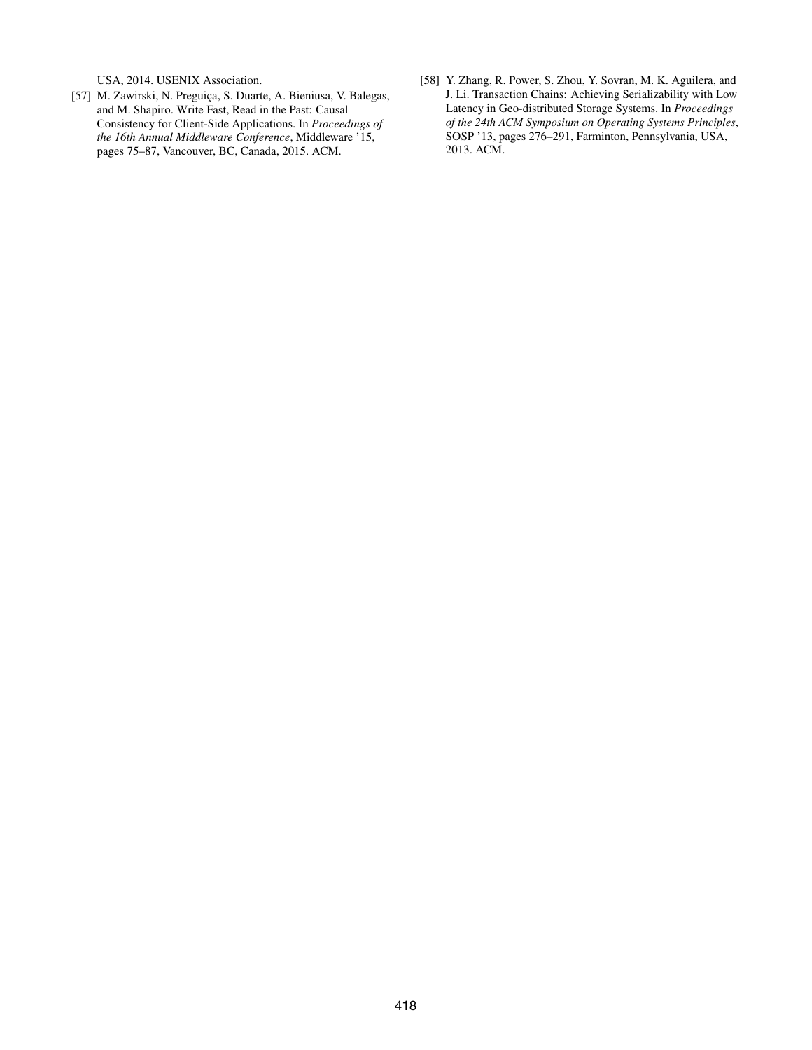USA, 2014. USENIX Association.

[57] M. Zawirski, N. Preguiça, S. Duarte, A. Bieniusa, V. Balegas, and M. Shapiro. Write Fast, Read in the Past: Causal Consistency for Client-Side Applications. In *Proceedings of the 16th Annual Middleware Conference*, Middleware '15, pages 75–87, Vancouver, BC, Canada, 2015. ACM.

[58] Y. Zhang, R. Power, S. Zhou, Y. Sovran, M. K. Aguilera, and J. Li. Transaction Chains: Achieving Serializability with Low Latency in Geo-distributed Storage Systems. In *Proceedings of the 24th ACM Symposium on Operating Systems Principles*, SOSP '13, pages 276–291, Farminton, Pennsylvania, USA, 2013. ACM.